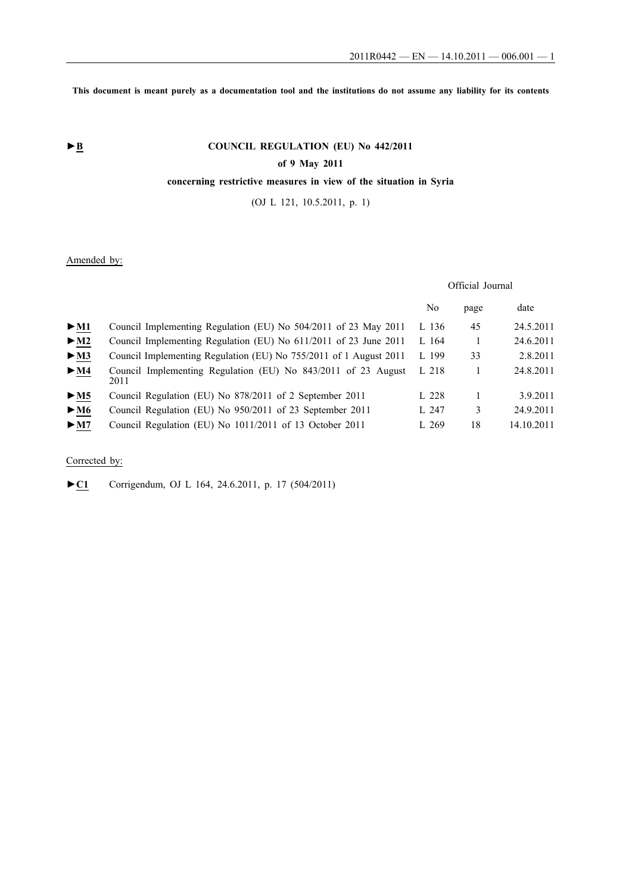**This document is meant purely as a documentation tool and the institutions do not assume any liability for its contents**

►B

# COUNCIL REGULATION (EU) No 442/2011

## of 9 May 2011

## concerning restrictive measures in view of the situation in Syria

(OJ L 121, 10.5.2011, p. 1)

Amended by:

| | | Official Journal | | |
|---|---|---|---|---|
| | | No | page | date |
| ►M1 | Council Implementing Regulation (EU) No 504/2011 of 23 May 2011 | L 136 | 45 | 24.5.2011 |
| ►M2 | Council Implementing Regulation (EU) No 611/2011 of 23 June 2011 | L 164 | 1 | 24.6.2011 |
| ►M3 | Council Implementing Regulation (EU) No 755/2011 of 1 August 2011 | L 199 | 33 | 2.8.2011 |
| ►M4 | Council Implementing Regulation (EU) No 843/2011 of 23 August 2011 | L 218 | 1 | 24.8.2011 |
| ►M5 | Council Regulation (EU) No 878/2011 of 2 September 2011 | L 228 | 1 | 3.9.2011 |
| ►M6 | Council Regulation (EU) No 950/2011 of 23 September 2011 | L 247 | 3 | 24.9.2011 |
| ►M7 | Council Regulation (EU) No 1011/2011 of 13 October 2011 | L 269 | 18 | 14.10.2011 |

Corrected by:

►C1 Corrigendum, OJ L 164, 24.6.2011, p. 17 (504/2011)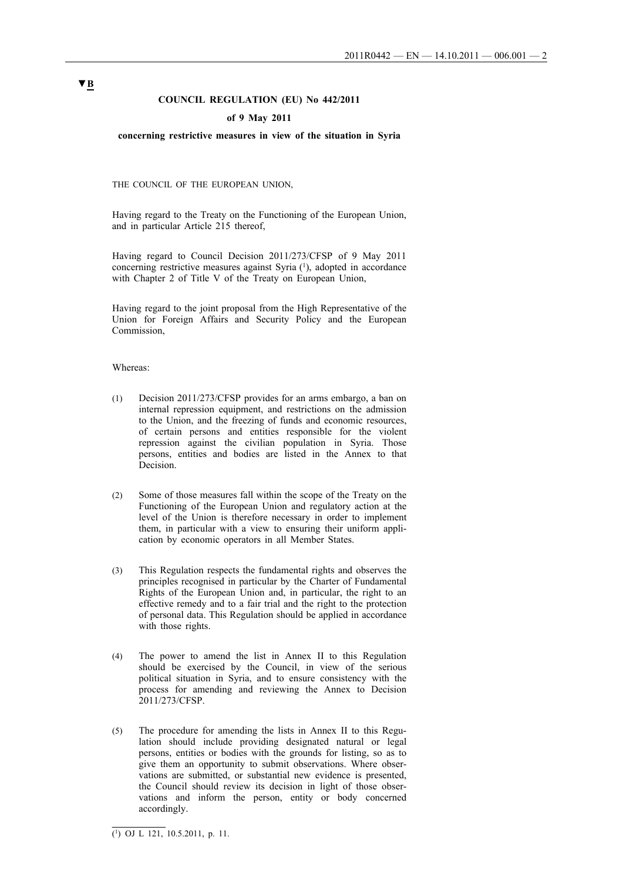**▼B**

**COUNCIL REGULATION (EU) No 442/2011**

**of 9 May 2011**

**concerning restrictive measures in view of the situation in Syria**

THE COUNCIL OF THE EUROPEAN UNION,

Having regard to the Treaty on the Functioning of the European Union, and in particular Article 215 thereof,

Having regard to Council Decision 2011/273/CFSP of 9 May 2011 concerning restrictive measures against Syria [1], adopted in accordance with Chapter 2 of Title V of the Treaty on European Union,

Having regard to the joint proposal from the High Representative of the Union for Foreign Affairs and Security Policy and the European Commission,

Whereas:

(1) Decision 2011/273/CFSP provides for an arms embargo, a ban on internal repression equipment, and restrictions on the admission to the Union, and the freezing of funds and economic resources, of certain persons and entities responsible for the violent repression against the civilian population in Syria. Those persons, entities and bodies are listed in the Annex to that Decision.

(2) Some of those measures fall within the scope of the Treaty on the Functioning of the European Union and regulatory action at the level of the Union is therefore necessary in order to implement them, in particular with a view to ensuring their uniform application by economic operators in all Member States.

(3) This Regulation respects the fundamental rights and observes the principles recognised in particular by the Charter of Fundamental Rights of the European Union and, in particular, the right to an effective remedy and to a fair trial and the right to the protection of personal data. This Regulation should be applied in accordance with those rights.

(4) The power to amend the list in Annex II to this Regulation should be exercised by the Council, in view of the serious political situation in Syria, and to ensure consistency with the process for amending and reviewing the Annex to Decision 2011/273/CFSP.

(5) The procedure for amending the lists in Annex II to this Regulation should include providing designated natural or legal persons, entities or bodies with the grounds for listing, so as to give them an opportunity to submit observations. Where observations are submitted, or substantial new evidence is presented, the Council should review its decision in light of those observations and inform the person, entity or body concerned accordingly.

---

[1] OJ L 121, 10.5.2011, p. 11.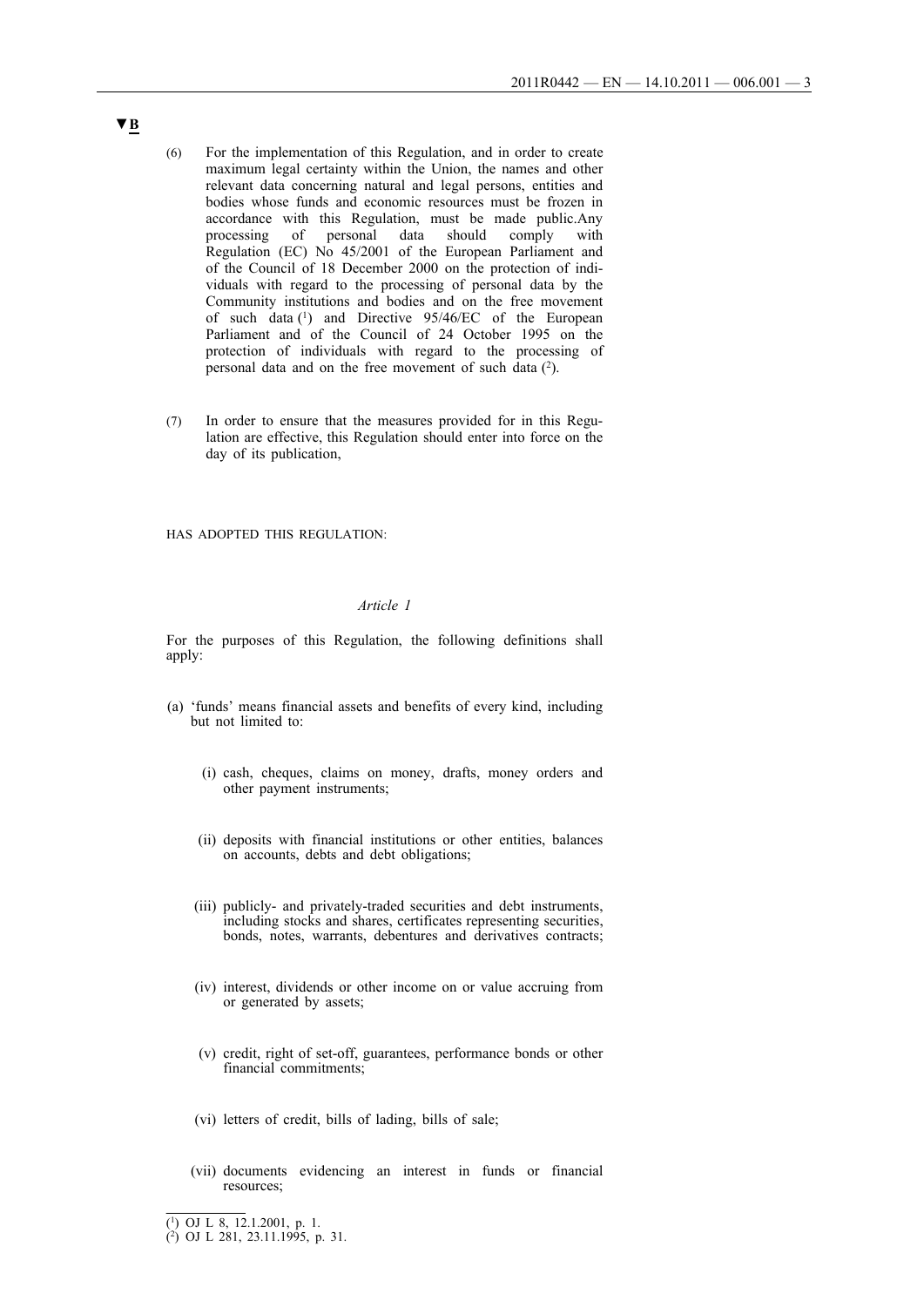▼B

(6) For the implementation of this Regulation, and in order to create maximum legal certainty within the Union, the names and other relevant data concerning natural and legal persons, entities and bodies whose funds and economic resources must be frozen in accordance with this Regulation, must be made public.Any processing of personal data should comply with Regulation (EC) No 45/2001 of the European Parliament and of the Council of 18 December 2000 on the protection of individuals with regard to the processing of personal data by the Community institutions and bodies and on the free movement of such data [1] and Directive 95/46/EC of the European Parliament and of the Council of 24 October 1995 on the protection of individuals with regard to the processing of personal data and on the free movement of such data [2].

(7) In order to ensure that the measures provided for in this Regulation are effective, this Regulation should enter into force on the day of its publication,

HAS ADOPTED THIS REGULATION:

*Article 1*

For the purposes of this Regulation, the following definitions shall apply:

(a) 'funds' means financial assets and benefits of every kind, including but not limited to:

(i) cash, cheques, claims on money, drafts, money orders and other payment instruments;

(ii) deposits with financial institutions or other entities, balances on accounts, debts and debt obligations;

(iii) publicly- and privately-traded securities and debt instruments, including stocks and shares, certificates representing securities, bonds, notes, warrants, debentures and derivatives contracts;

(iv) interest, dividends or other income on or value accruing from or generated by assets;

(v) credit, right of set-off, guarantees, performance bonds or other financial commitments;

(vi) letters of credit, bills of lading, bills of sale;

(vii) documents evidencing an interest in funds or financial resources;

---

[1] OJ L 8, 12.1.2001, p. 1.

[2] OJ L 281, 23.11.1995, p. 31.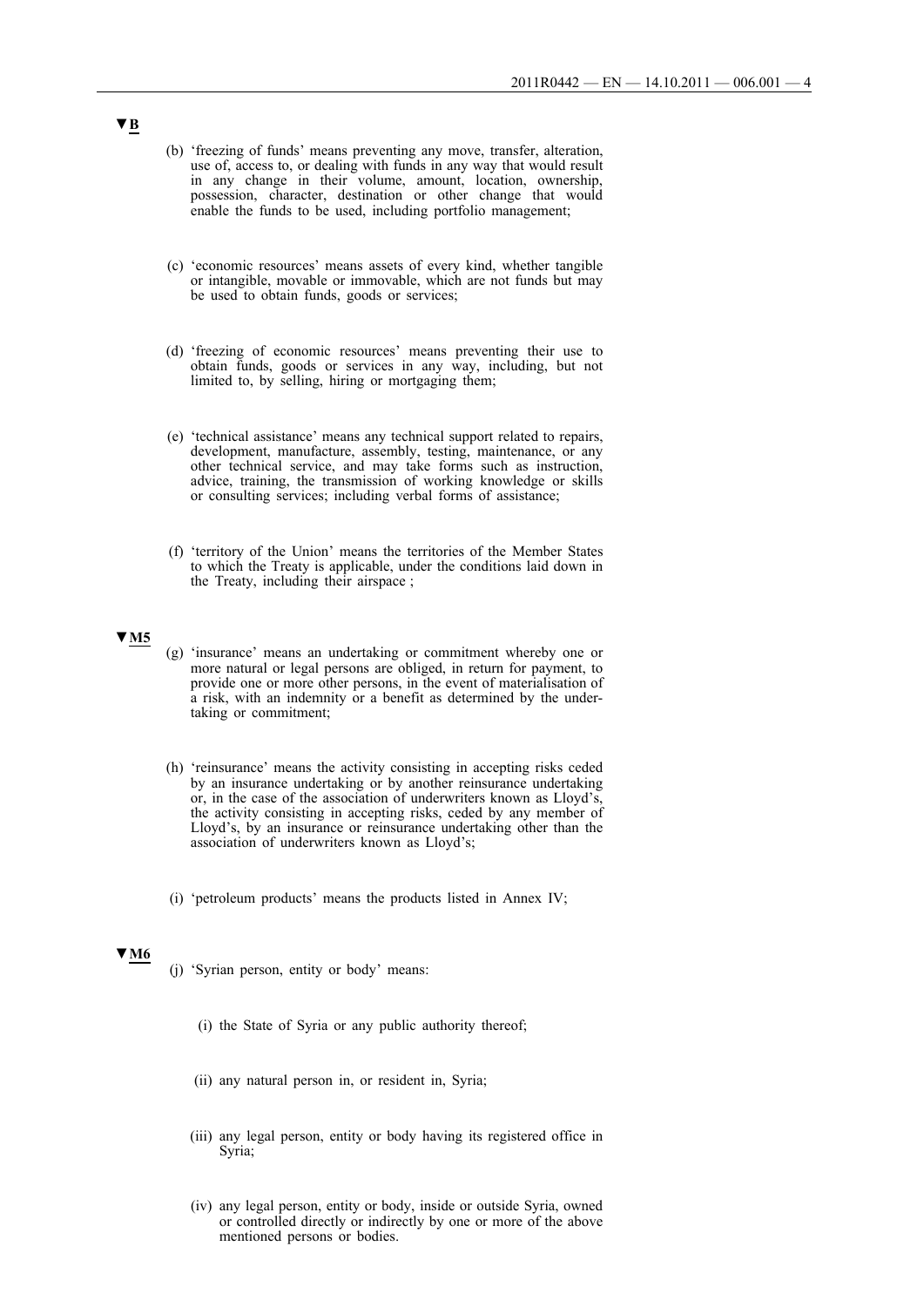▼B

(b) 'freezing of funds' means preventing any move, transfer, alteration, use of, access to, or dealing with funds in any way that would result in any change in their volume, amount, location, ownership, possession, character, destination or other change that would enable the funds to be used, including portfolio management;

(c) 'economic resources' means assets of every kind, whether tangible or intangible, movable or immovable, which are not funds but may be used to obtain funds, goods or services;

(d) 'freezing of economic resources' means preventing their use to obtain funds, goods or services in any way, including, but not limited to, by selling, hiring or mortgaging them;

(e) 'technical assistance' means any technical support related to repairs, development, manufacture, assembly, testing, maintenance, or any other technical service, and may take forms such as instruction, advice, training, the transmission of working knowledge or skills or consulting services; including verbal forms of assistance;

(f) 'territory of the Union' means the territories of the Member States to which the Treaty is applicable, under the conditions laid down in the Treaty, including their airspace ;

▼M5

(g) 'insurance' means an undertaking or commitment whereby one or more natural or legal persons are obliged, in return for payment, to provide one or more other persons, in the event of materialisation of a risk, with an indemnity or a benefit as determined by the undertaking or commitment;

(h) 'reinsurance' means the activity consisting in accepting risks ceded by an insurance undertaking or by another reinsurance undertaking or, in the case of the association of underwriters known as Lloyd's, the activity consisting in accepting risks, ceded by any member of Lloyd's, by an insurance or reinsurance undertaking other than the association of underwriters known as Lloyd's;

(i) 'petroleum products' means the products listed in Annex IV;

▼M6

(j) 'Syrian person, entity or body' means:

(i) the State of Syria or any public authority thereof;

(ii) any natural person in, or resident in, Syria;

(iii) any legal person, entity or body having its registered office in Syria;

(iv) any legal person, entity or body, inside or outside Syria, owned or controlled directly or indirectly by one or more of the above mentioned persons or bodies.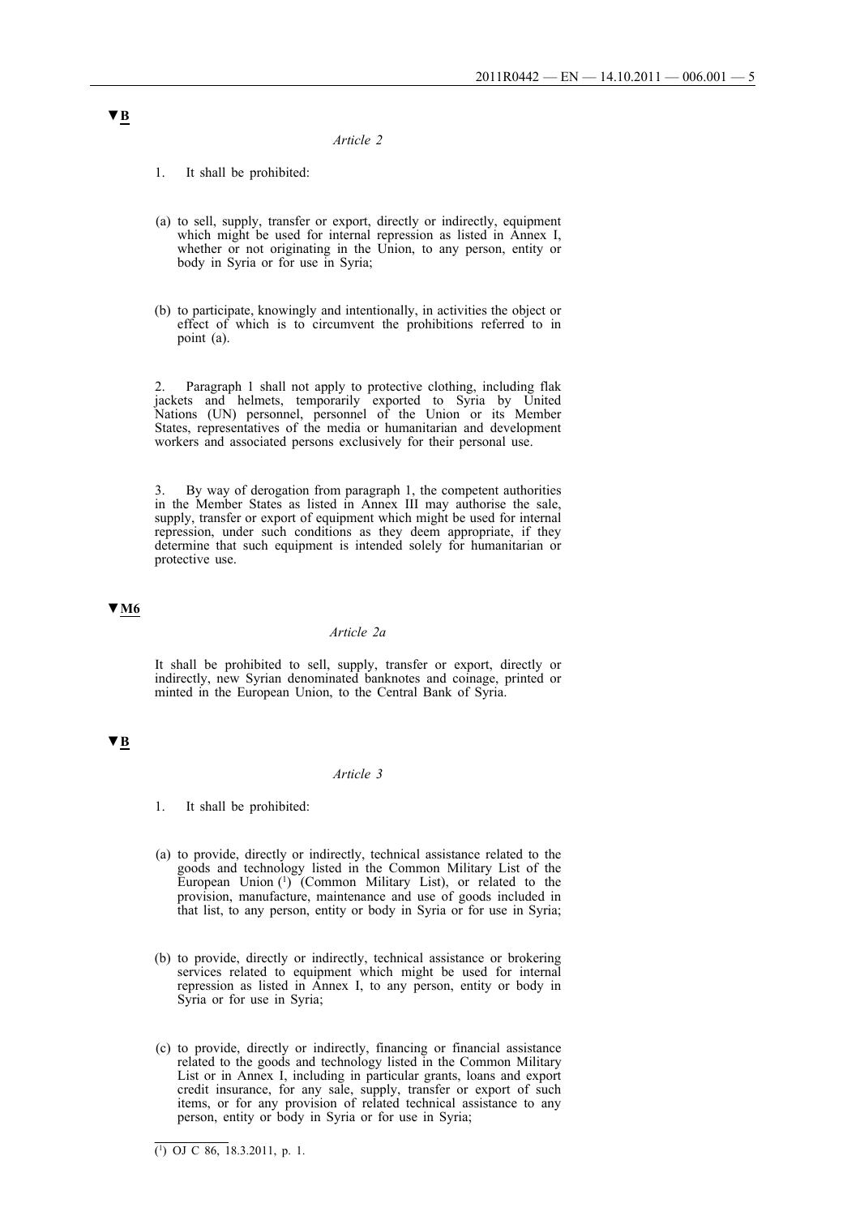▼B

*Article 2*

1. It shall be prohibited:

(a) to sell, supply, transfer or export, directly or indirectly, equipment which might be used for internal repression as listed in Annex I, whether or not originating in the Union, to any person, entity or body in Syria or for use in Syria;

(b) to participate, knowingly and intentionally, in activities the object or effect of which is to circumvent the prohibitions referred to in point (a).

2. Paragraph 1 shall not apply to protective clothing, including flak jackets and helmets, temporarily exported to Syria by United Nations (UN) personnel, personnel of the Union or its Member States, representatives of the media or humanitarian and development workers and associated persons exclusively for their personal use.

3. By way of derogation from paragraph 1, the competent authorities in the Member States as listed in Annex III may authorise the sale, supply, transfer or export of equipment which might be used for internal repression, under such conditions as they deem appropriate, if they determine that such equipment is intended solely for humanitarian or protective use.

▼M6

*Article 2a*

It shall be prohibited to sell, supply, transfer or export, directly or indirectly, new Syrian denominated banknotes and coinage, printed or minted in the European Union, to the Central Bank of Syria.

▼B

*Article 3*

1. It shall be prohibited:

(a) to provide, directly or indirectly, technical assistance related to the goods and technology listed in the Common Military List of the European Union [1] (Common Military List), or related to the provision, manufacture, maintenance and use of goods included in that list, to any person, entity or body in Syria or for use in Syria;

(b) to provide, directly or indirectly, technical assistance or brokering services related to equipment which might be used for internal repression as listed in Annex I, to any person, entity or body in Syria or for use in Syria;

(c) to provide, directly or indirectly, financing or financial assistance related to the goods and technology listed in the Common Military List or in Annex I, including in particular grants, loans and export credit insurance, for any sale, supply, transfer or export of such items, or for any provision of related technical assistance to any person, entity or body in Syria or for use in Syria;

---

(1) OJ C 86, 18.3.2011, p. 1.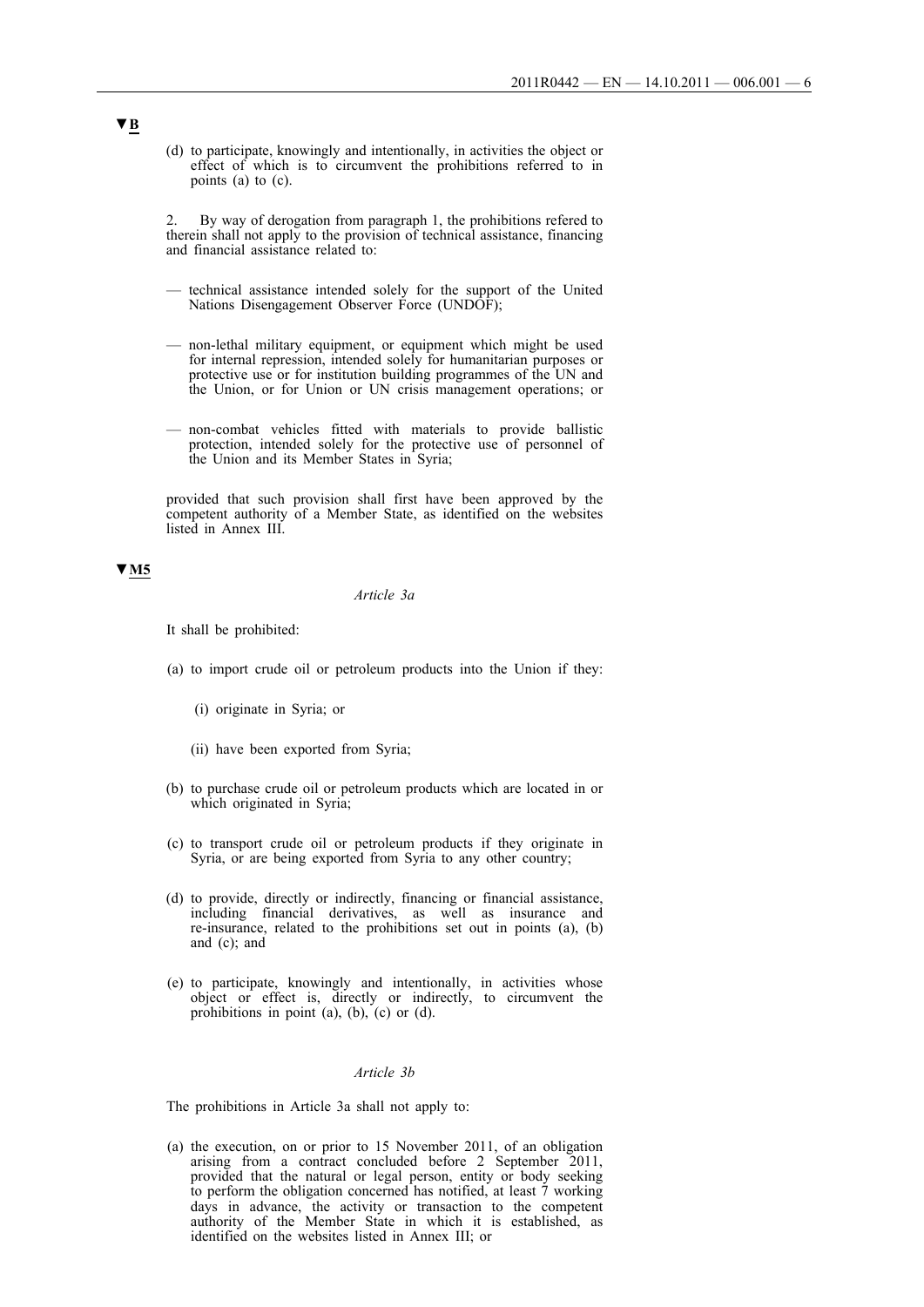▼B

(d) to participate, knowingly and intentionally, in activities the object or effect of which is to circumvent the prohibitions referred to in points (a) to (c).

2. By way of derogation from paragraph 1, the prohibitions refered to therein shall not apply to the provision of technical assistance, financing and financial assistance related to:

— technical assistance intended solely for the support of the United Nations Disengagement Observer Force (UNDOF);

— non-lethal military equipment, or equipment which might be used for internal repression, intended solely for humanitarian purposes or protective use or for institution building programmes of the UN and the Union, or for Union or UN crisis management operations; or

— non-combat vehicles fitted with materials to provide ballistic protection, intended solely for the protective use of personnel of the Union and its Member States in Syria;

provided that such provision shall first have been approved by the competent authority of a Member State, as identified on the websites listed in Annex III.

▼M5

*Article 3a*

It shall be prohibited:

(a) to import crude oil or petroleum products into the Union if they:

(i) originate in Syria; or

(ii) have been exported from Syria;

(b) to purchase crude oil or petroleum products which are located in or which originated in Syria;

(c) to transport crude oil or petroleum products if they originate in Syria, or are being exported from Syria to any other country;

(d) to provide, directly or indirectly, financing or financial assistance, including financial derivatives, as well as insurance and re-insurance, related to the prohibitions set out in points (a), (b) and (c); and

(e) to participate, knowingly and intentionally, in activities whose object or effect is, directly or indirectly, to circumvent the prohibitions in point (a), (b), (c) or (d).

*Article 3b*

The prohibitions in Article 3a shall not apply to:

(a) the execution, on or prior to 15 November 2011, of an obligation arising from a contract concluded before 2 September 2011, provided that the natural or legal person, entity or body seeking to perform the obligation concerned has notified, at least 7 working days in advance, the activity or transaction to the competent authority of the Member State in which it is established, as identified on the websites listed in Annex III; or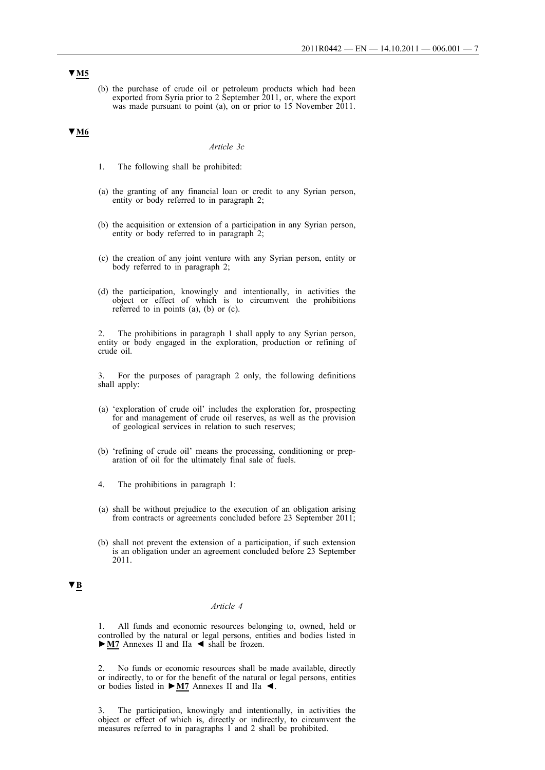▼M5

(b) the purchase of crude oil or petroleum products which had been exported from Syria prior to 2 September 2011, or, where the export was made pursuant to point (a), on or prior to 15 November 2011.

▼M6

*Article 3c*

1. The following shall be prohibited:

(a) the granting of any financial loan or credit to any Syrian person, entity or body referred to in paragraph 2;

(b) the acquisition or extension of a participation in any Syrian person, entity or body referred to in paragraph 2;

(c) the creation of any joint venture with any Syrian person, entity or body referred to in paragraph 2;

(d) the participation, knowingly and intentionally, in activities the object or effect of which is to circumvent the prohibitions referred to in points (a), (b) or (c).

2. The prohibitions in paragraph 1 shall apply to any Syrian person, entity or body engaged in the exploration, production or refining of crude oil.

3. For the purposes of paragraph 2 only, the following definitions shall apply:

(a) 'exploration of crude oil' includes the exploration for, prospecting for and management of crude oil reserves, as well as the provision of geological services in relation to such reserves;

(b) 'refining of crude oil' means the processing, conditioning or preparation of oil for the ultimately final sale of fuels.

4. The prohibitions in paragraph 1:

(a) shall be without prejudice to the execution of an obligation arising from contracts or agreements concluded before 23 September 2011;

(b) shall not prevent the extension of a participation, if such extension is an obligation under an agreement concluded before 23 September 2011.

▼B

*Article 4*

1. All funds and economic resources belonging to, owned, held or controlled by the natural or legal persons, entities and bodies listed in ►M7 Annexes II and IIa ◄ shall be frozen.

2. No funds or economic resources shall be made available, directly or indirectly, to or for the benefit of the natural or legal persons, entities or bodies listed in ►M7 Annexes II and IIa ◄.

3. The participation, knowingly and intentionally, in activities the object or effect of which is, directly or indirectly, to circumvent the measures referred to in paragraphs 1 and 2 shall be prohibited.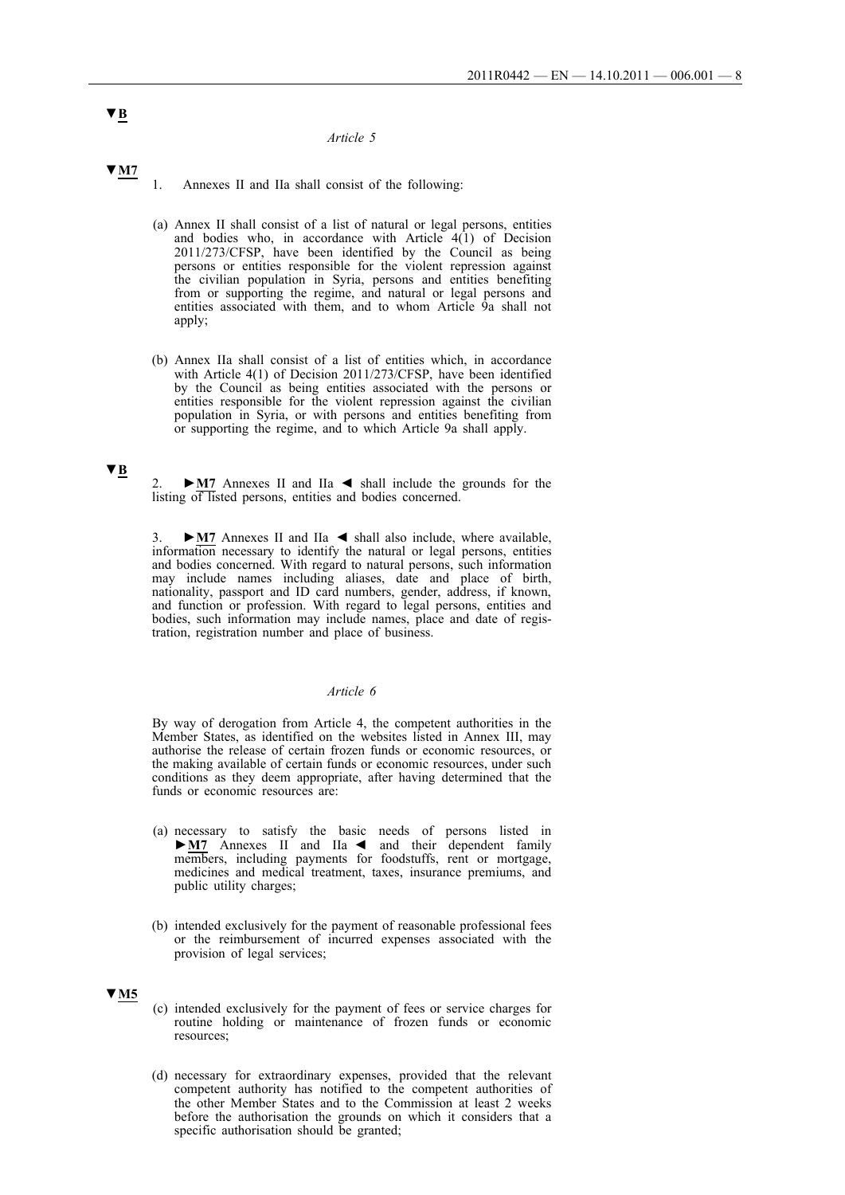▼B

*Article 5*

▼M7

1. Annexes II and IIa shall consist of the following:

(a) Annex II shall consist of a list of natural or legal persons, entities and bodies who, in accordance with Article 4(1) of Decision 2011/273/CFSP, have been identified by the Council as being persons or entities responsible for the violent repression against the civilian population in Syria, persons and entities benefiting from or supporting the regime, and natural or legal persons and entities associated with them, and to whom Article 9a shall not apply;

(b) Annex IIa shall consist of a list of entities which, in accordance with Article 4(1) of Decision 2011/273/CFSP, have been identified by the Council as being entities associated with the persons or entities responsible for the violent repression against the civilian population in Syria, or with persons and entities benefiting from or supporting the regime, and to which Article 9a shall apply.

▼B

2. ►M7 Annexes II and IIa ◄ shall include the grounds for the listing of listed persons, entities and bodies concerned.

3. ►M7 Annexes II and IIa ◄ shall also include, where available, information necessary to identify the natural or legal persons, entities and bodies concerned. With regard to natural persons, such information may include names including aliases, date and place of birth, nationality, passport and ID card numbers, gender, address, if known, and function or profession. With regard to legal persons, entities and bodies, such information may include names, place and date of registration, registration number and place of business.

*Article 6*

By way of derogation from Article 4, the competent authorities in the Member States, as identified on the websites listed in Annex III, may authorise the release of certain frozen funds or economic resources, or the making available of certain funds or economic resources, under such conditions as they deem appropriate, after having determined that the funds or economic resources are:

(a) necessary to satisfy the basic needs of persons listed in ►M7 Annexes II and IIa ◄ and their dependent family members, including payments for foodstuffs, rent or mortgage, medicines and medical treatment, taxes, insurance premiums, and public utility charges;

(b) intended exclusively for the payment of reasonable professional fees or the reimbursement of incurred expenses associated with the provision of legal services;

▼M5

(c) intended exclusively for the payment of fees or service charges for routine holding or maintenance of frozen funds or economic resources;

(d) necessary for extraordinary expenses, provided that the relevant competent authority has notified to the competent authorities of the other Member States and to the Commission at least 2 weeks before the authorisation the grounds on which it considers that a specific authorisation should be granted;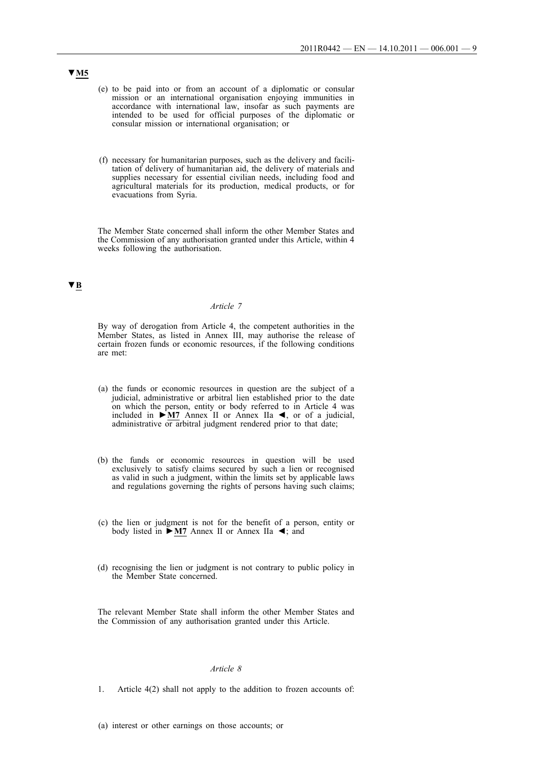▼M5

(e) to be paid into or from an account of a diplomatic or consular mission or an international organisation enjoying immunities in accordance with international law, insofar as such payments are intended to be used for official purposes of the diplomatic or consular mission or international organisation; or

(f) necessary for humanitarian purposes, such as the delivery and facilitation of delivery of humanitarian aid, the delivery of materials and supplies necessary for essential civilian needs, including food and agricultural materials for its production, medical products, or for evacuations from Syria.

The Member State concerned shall inform the other Member States and the Commission of any authorisation granted under this Article, within 4 weeks following the authorisation.

▼B

*Article 7*

By way of derogation from Article 4, the competent authorities in the Member States, as listed in Annex III, may authorise the release of certain frozen funds or economic resources, if the following conditions are met:

(a) the funds or economic resources in question are the subject of a judicial, administrative or arbitral lien established prior to the date on which the person, entity or body referred to in Article 4 was included in ►M7 Annex II or Annex IIa ◄, or of a judicial, administrative or arbitral judgment rendered prior to that date;

(b) the funds or economic resources in question will be used exclusively to satisfy claims secured by such a lien or recognised as valid in such a judgment, within the limits set by applicable laws and regulations governing the rights of persons having such claims;

(c) the lien or judgment is not for the benefit of a person, entity or body listed in ►M7 Annex II or Annex IIa ◄; and

(d) recognising the lien or judgment is not contrary to public policy in the Member State concerned.

The relevant Member State shall inform the other Member States and the Commission of any authorisation granted under this Article.

*Article 8*

1. Article 4(2) shall not apply to the addition to frozen accounts of:

(a) interest or other earnings on those accounts; or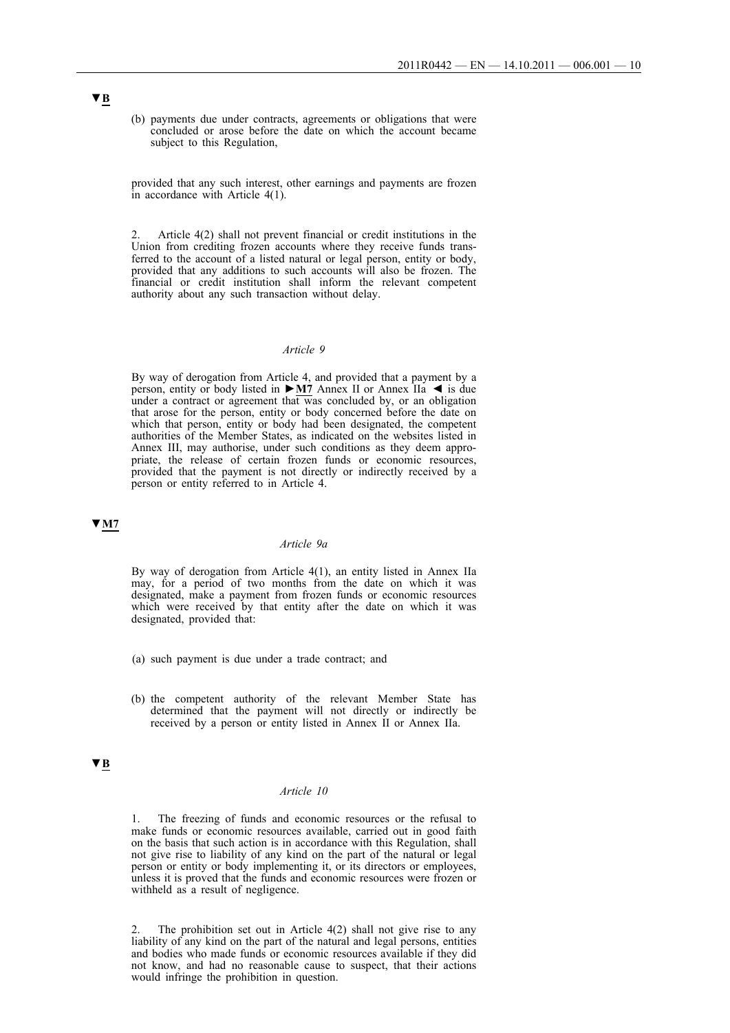▼B

(b) payments due under contracts, agreements or obligations that were concluded or arose before the date on which the account became subject to this Regulation,

provided that any such interest, other earnings and payments are frozen in accordance with Article 4(1).

2. Article 4(2) shall not prevent financial or credit institutions in the Union from crediting frozen accounts where they receive funds transferred to the account of a listed natural or legal person, entity or body, provided that any additions to such accounts will also be frozen. The financial or credit institution shall inform the relevant competent authority about any such transaction without delay.

*Article 9*

By way of derogation from Article 4, and provided that a payment by a person, entity or body listed in ►M7 Annex II or Annex IIa ◄ is due under a contract or agreement that was concluded by, or an obligation that arose for the person, entity or body concerned before the date on which that person, entity or body had been designated, the competent authorities of the Member States, as indicated on the websites listed in Annex III, may authorise, under such conditions as they deem appropriate, the release of certain frozen funds or economic resources, provided that the payment is not directly or indirectly received by a person or entity referred to in Article 4.

▼M7

*Article 9a*

By way of derogation from Article 4(1), an entity listed in Annex IIa may, for a period of two months from the date on which it was designated, make a payment from frozen funds or economic resources which were received by that entity after the date on which it was designated, provided that:

(a) such payment is due under a trade contract; and

(b) the competent authority of the relevant Member State has determined that the payment will not directly or indirectly be received by a person or entity listed in Annex II or Annex IIa.

▼B

*Article 10*

1. The freezing of funds and economic resources or the refusal to make funds or economic resources available, carried out in good faith on the basis that such action is in accordance with this Regulation, shall not give rise to liability of any kind on the part of the natural or legal person or entity or body implementing it, or its directors or employees, unless it is proved that the funds and economic resources were frozen or withheld as a result of negligence.

2. The prohibition set out in Article 4(2) shall not give rise to any liability of any kind on the part of the natural and legal persons, entities and bodies who made funds or economic resources available if they did not know, and had no reasonable cause to suspect, that their actions would infringe the prohibition in question.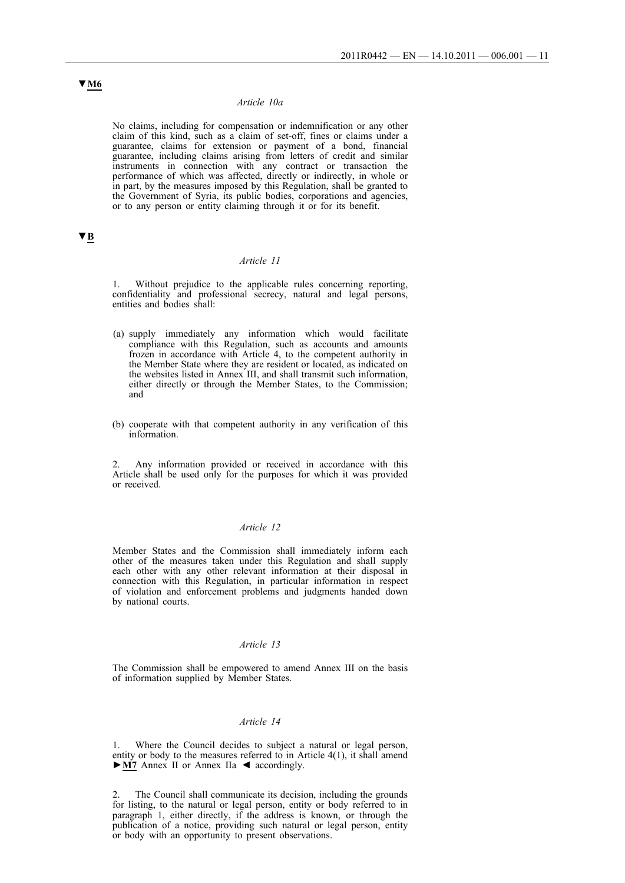▼M6

*Article 10a*

No claims, including for compensation or indemnification or any other claim of this kind, such as a claim of set-off, fines or claims under a guarantee, claims for extension or payment of a bond, financial guarantee, including claims arising from letters of credit and similar instruments in connection with any contract or transaction the performance of which was affected, directly or indirectly, in whole or in part, by the measures imposed by this Regulation, shall be granted to the Government of Syria, its public bodies, corporations and agencies, or to any person or entity claiming through it or for its benefit.

▼B

*Article 11*

1. Without prejudice to the applicable rules concerning reporting, confidentiality and professional secrecy, natural and legal persons, entities and bodies shall:

(a) supply immediately any information which would facilitate compliance with this Regulation, such as accounts and amounts frozen in accordance with Article 4, to the competent authority in the Member State where they are resident or located, as indicated on the websites listed in Annex III, and shall transmit such information, either directly or through the Member States, to the Commission; and

(b) cooperate with that competent authority in any verification of this information.

2. Any information provided or received in accordance with this Article shall be used only for the purposes for which it was provided or received.

*Article 12*

Member States and the Commission shall immediately inform each other of the measures taken under this Regulation and shall supply each other with any other relevant information at their disposal in connection with this Regulation, in particular information in respect of violation and enforcement problems and judgments handed down by national courts.

*Article 13*

The Commission shall be empowered to amend Annex III on the basis of information supplied by Member States.

*Article 14*

1. Where the Council decides to subject a natural or legal person, entity or body to the measures referred to in Article 4(1), it shall amend ►M7 Annex II or Annex IIa ◄ accordingly.

2. The Council shall communicate its decision, including the grounds for listing, to the natural or legal person, entity or body referred to in paragraph 1, either directly, if the address is known, or through the publication of a notice, providing such natural or legal person, entity or body with an opportunity to present observations.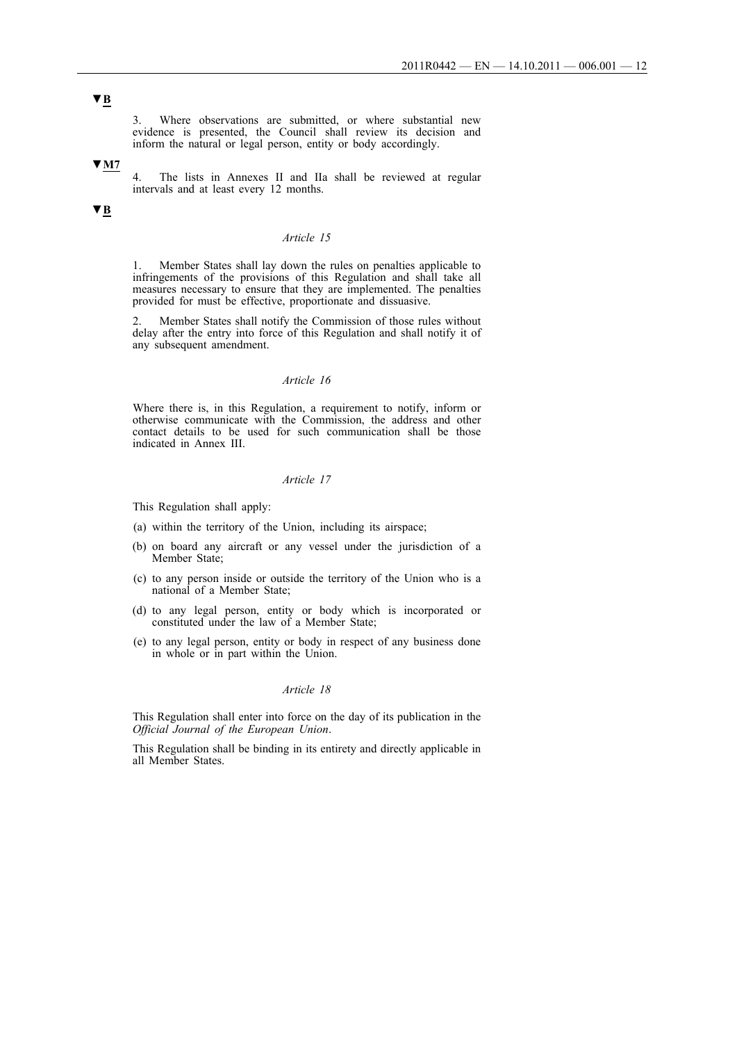**▼B**

3. Where observations are submitted, or where substantial new evidence is presented, the Council shall review its decision and inform the natural or legal person, entity or body accordingly.

**▼M7**

4. The lists in Annexes II and IIa shall be reviewed at regular intervals and at least every 12 months.

**▼B**

*Article 15*

1. Member States shall lay down the rules on penalties applicable to infringements of the provisions of this Regulation and shall take all measures necessary to ensure that they are implemented. The penalties provided for must be effective, proportionate and dissuasive.

2. Member States shall notify the Commission of those rules without delay after the entry into force of this Regulation and shall notify it of any subsequent amendment.

*Article 16*

Where there is, in this Regulation, a requirement to notify, inform or otherwise communicate with the Commission, the address and other contact details to be used for such communication shall be those indicated in Annex III.

*Article 17*

This Regulation shall apply:

(a) within the territory of the Union, including its airspace;

(b) on board any aircraft or any vessel under the jurisdiction of a Member State;

(c) to any person inside or outside the territory of the Union who is a national of a Member State;

(d) to any legal person, entity or body which is incorporated or constituted under the law of a Member State;

(e) to any legal person, entity or body in respect of any business done in whole or in part within the Union.

*Article 18*

This Regulation shall enter into force on the day of its publication in the *Official Journal of the European Union*.

This Regulation shall be binding in its entirety and directly applicable in all Member States.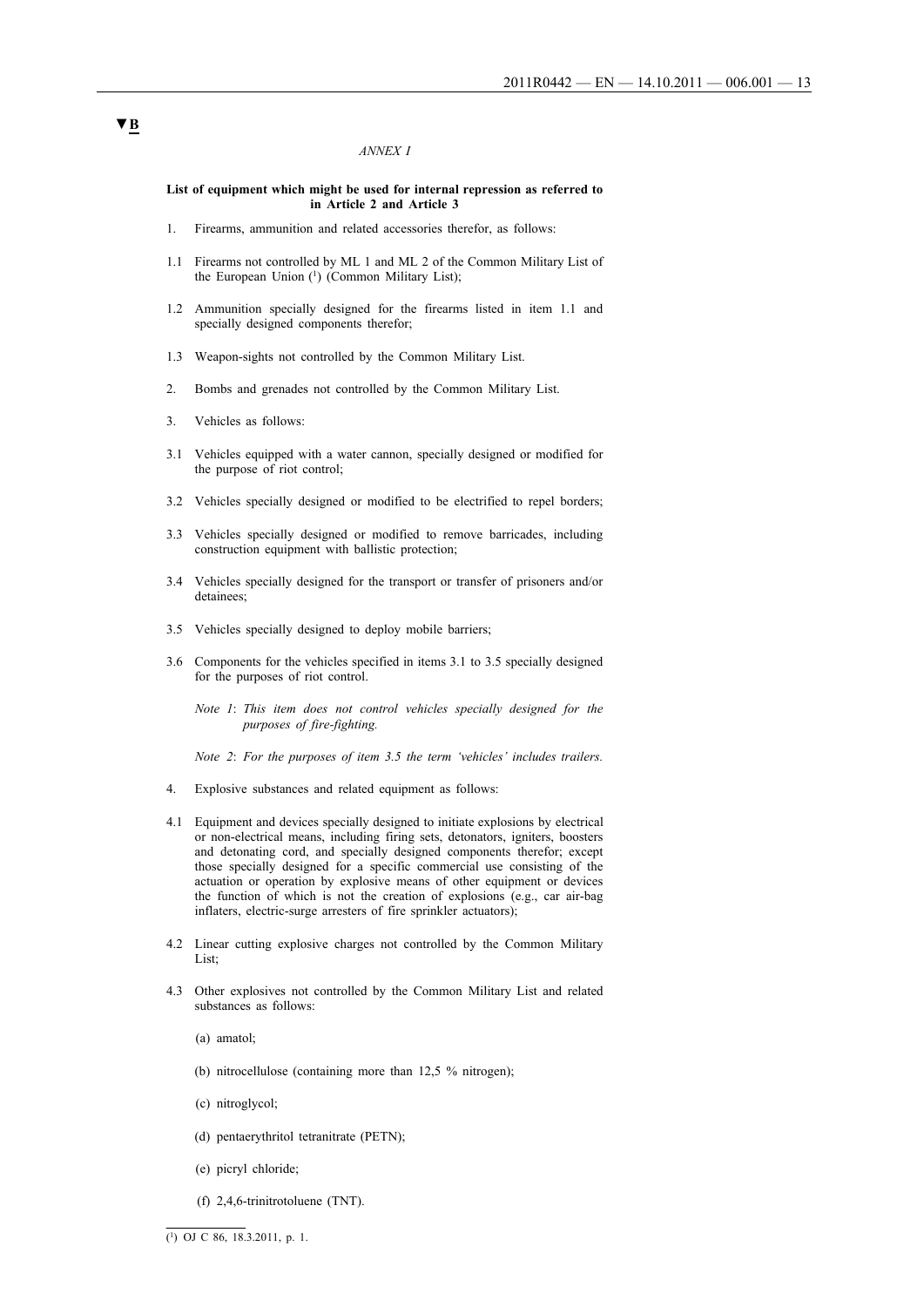▼B

*ANNEX I*

**List of equipment which might be used for internal repression as referred to in Article 2 and Article 3**

1. Firearms, ammunition and related accessories therefor, as follows:

1.1 Firearms not controlled by ML 1 and ML 2 of the Common Military List of the European Union [1] (Common Military List);

1.2 Ammunition specially designed for the firearms listed in item 1.1 and specially designed components therefor;

1.3 Weapon-sights not controlled by the Common Military List.

2. Bombs and grenades not controlled by the Common Military List.

3. Vehicles as follows:

3.1 Vehicles equipped with a water cannon, specially designed or modified for the purpose of riot control;

3.2 Vehicles specially designed or modified to be electrified to repel borders;

3.3 Vehicles specially designed or modified to remove barricades, including construction equipment with ballistic protection;

3.4 Vehicles specially designed for the transport or transfer of prisoners and/or detainees;

3.5 Vehicles specially designed to deploy mobile barriers;

3.6 Components for the vehicles specified in items 3.1 to 3.5 specially designed for the purposes of riot control.

*Note 1*: *This item does not control vehicles specially designed for the purposes of fire-fighting.*

*Note 2*: *For the purposes of item 3.5 the term 'vehicles' includes trailers.*

4. Explosive substances and related equipment as follows:

4.1 Equipment and devices specially designed to initiate explosions by electrical or non-electrical means, including firing sets, detonators, igniters, boosters and detonating cord, and specially designed components therefor; except those specially designed for a specific commercial use consisting of the actuation or operation by explosive means of other equipment or devices the function of which is not the creation of explosions (e.g., car air-bag inflaters, electric-surge arresters of fire sprinkler actuators);

4.2 Linear cutting explosive charges not controlled by the Common Military List;

4.3 Other explosives not controlled by the Common Military List and related substances as follows:

(a) amatol;

(b) nitrocellulose (containing more than 12,5 % nitrogen);

(c) nitroglycol;

(d) pentaerythritol tetranitrate (PETN);

(e) picryl chloride;

(f) 2,4,6-trinitrotoluene (TNT).

---

[1] OJ C 86, 18.3.2011, p. 1.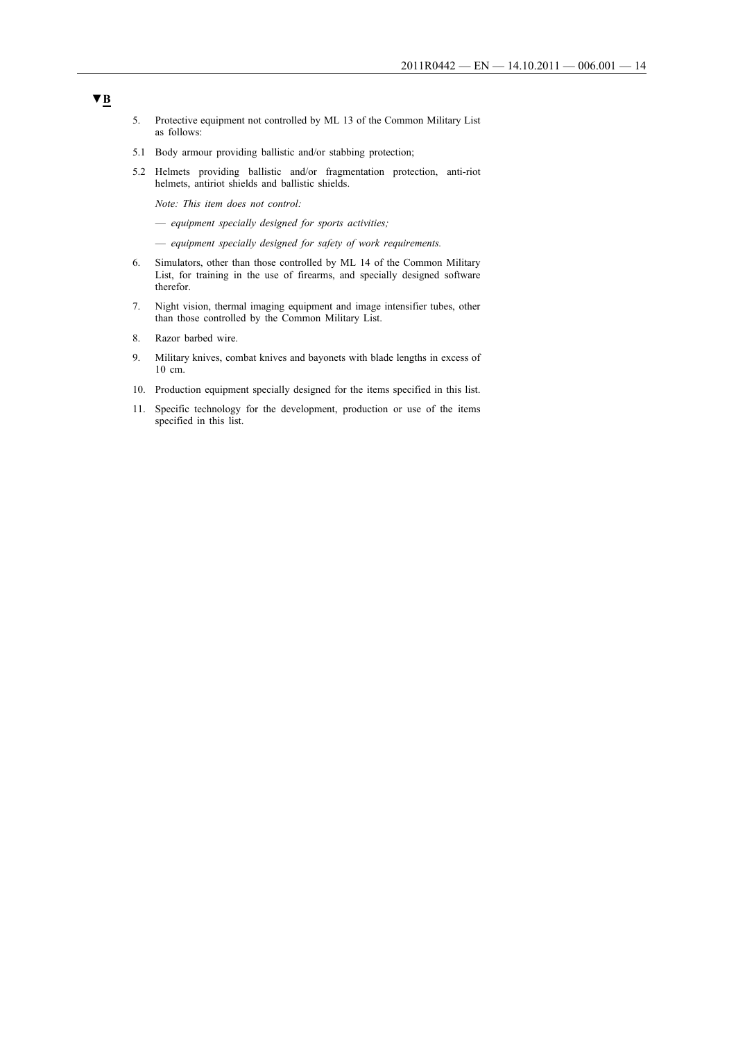▼**B**

5. Protective equipment not controlled by ML 13 of the Common Military List as follows:

5.1 Body armour providing ballistic and/or stabbing protection;

5.2 Helmets providing ballistic and/or fragmentation protection, anti-riot helmets, antiriot shields and ballistic shields.

*Note: This item does not control:*

— *equipment specially designed for sports activities;*

— *equipment specially designed for safety of work requirements.*

6. Simulators, other than those controlled by ML 14 of the Common Military List, for training in the use of firearms, and specially designed software therefor.

7. Night vision, thermal imaging equipment and image intensifier tubes, other than those controlled by the Common Military List.

8. Razor barbed wire.

9. Military knives, combat knives and bayonets with blade lengths in excess of 10 cm.

10. Production equipment specially designed for the items specified in this list.

11. Specific technology for the development, production or use of the items specified in this list.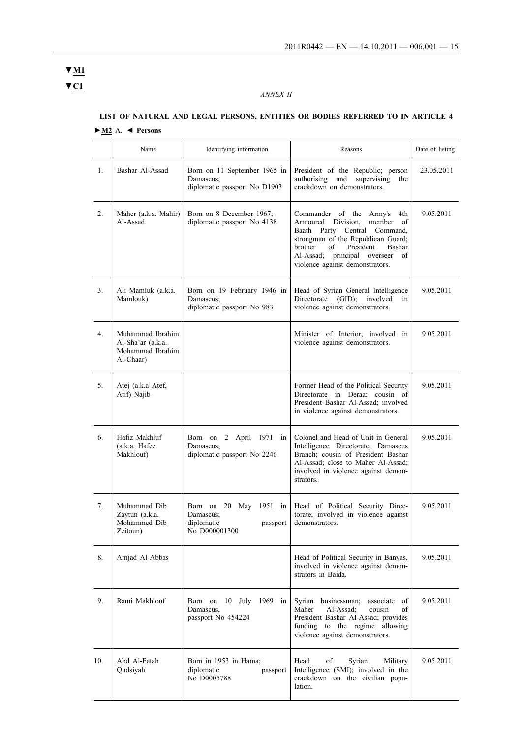▼M1

▼C1

*ANNEX II*

**LIST OF NATURAL AND LEGAL PERSONS, ENTITIES OR BODIES REFERRED TO IN ARTICLE 4**

►M2 A. ◄ **Persons**

| | Name | Identifying information | Reasons | Date of listing |
|---|---|---|---|---|
| 1. | Bashar Al-Assad | Born on 11 September 1965 in Damascus; diplomatic passport No D1903 | President of the Republic; person authorising and supervising the crackdown on demonstrators. | 23.05.2011 |
| 2. | Maher (a.k.a. Mahir) Al-Assad | Born on 8 December 1967; diplomatic passport No 4138 | Commander of the Army's 4th Armoured Division, member of Baath Party Central Command, strongman of the Republican Guard; brother of President Bashar Al-Assad; principal overseer of violence against demonstrators. | 9.05.2011 |
| 3. | Ali Mamluk (a.k.a. Mamlouk) | Born on 19 February 1946 in Damascus; diplomatic passport No 983 | Head of Syrian General Intelligence Directorate (GID); involved in violence against demonstrators. | 9.05.2011 |
| 4. | Muhammad Ibrahim Al-Sha'ar (a.k.a. Mohammad Ibrahim Al-Chaar) | | Minister of Interior; involved in violence against demonstrators. | 9.05.2011 |
| 5. | Atej (a.k.a Atef, Atif) Najib | | Former Head of the Political Security Directorate in Deraa; cousin of President Bashar Al-Assad; involved in violence against demonstrators. | 9.05.2011 |
| 6. | Hafiz Makhluf (a.k.a. Hafez Makhlouf) | Born on 2 April 1971 in Damascus; diplomatic passport No 2246 | Colonel and Head of Unit in General Intelligence Directorate, Damascus Branch; cousin of President Bashar Al-Assad; close to Maher Al-Assad; involved in violence against demonstrators. | 9.05.2011 |
| 7. | Muhammad Dib Zaytun (a.k.a. Mohammed Dib Zeitoun) | Born on 20 May 1951 in Damascus; diplomatic passport No D000001300 | Head of Political Security Directorate; involved in violence against demonstrators. | 9.05.2011 |
| 8. | Amjad Al-Abbas | | Head of Political Security in Banyas, involved in violence against demonstrators in Baida. | 9.05.2011 |
| 9. | Rami Makhlouf | Born on 10 July 1969 in Damascus, passport No 454224 | Syrian businessman; associate of Maher Al-Assad; cousin of President Bashar Al-Assad; provides funding to the regime allowing violence against demonstrators. | 9.05.2011 |
| 10. | Abd Al-Fatah Qudsiyah | Born in 1953 in Hama; diplomatic passport No D0005788 | Head of Syrian Military Intelligence (SMI); involved in the crackdown on the civilian population. | 9.05.2011 |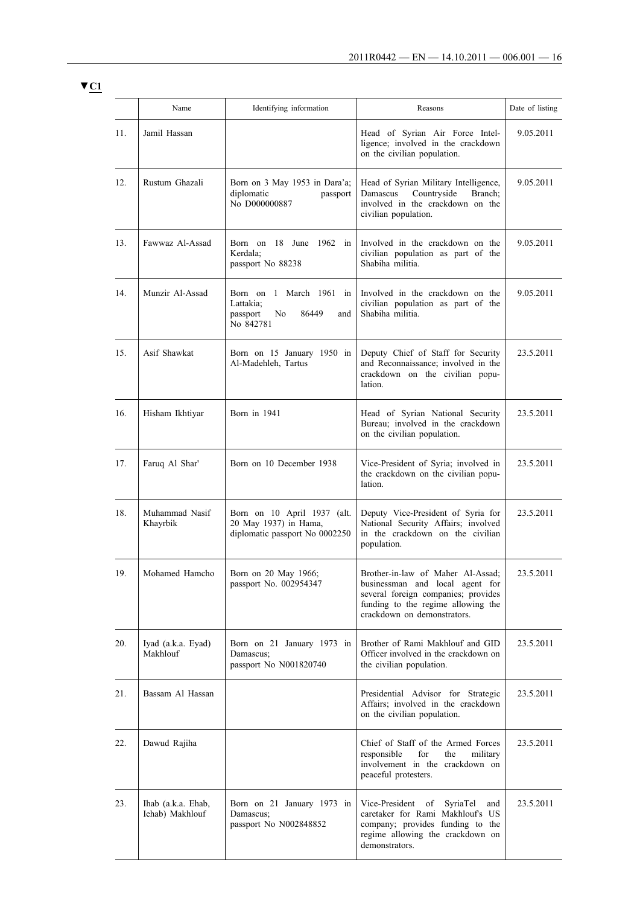▼C1

| | Name | Identifying information | Reasons | Date of listing |
|---|---|---|---|---|
| 11. | Jamil Hassan | | Head of Syrian Air Force Intelligence; involved in the crackdown on the civilian population. | 9.05.2011 |
| 12. | Rustum Ghazali | Born on 3 May 1953 in Dara'a; diplomatic passport No D000000887 | Head of Syrian Military Intelligence, Damascus Countryside Branch; involved in the crackdown on the civilian population. | 9.05.2011 |
| 13. | Fawwaz Al-Assad | Born on 18 June 1962 in Kerdala; passport No 88238 | Involved in the crackdown on the civilian population as part of the Shabiha militia. | 9.05.2011 |
| 14. | Munzir Al-Assad | Born on 1 March 1961 in Lattakia; passport No 86449 and No 842781 | Involved in the crackdown on the civilian population as part of the Shabiha militia. | 9.05.2011 |
| 15. | Asif Shawkat | Born on 15 January 1950 in Al-Madehleh, Tartus | Deputy Chief of Staff for Security and Reconnaissance; involved in the crackdown on the civilian population. | 23.5.2011 |
| 16. | Hisham Ikhtiyar | Born in 1941 | Head of Syrian National Security Bureau; involved in the crackdown on the civilian population. | 23.5.2011 |
| 17. | Faruq Al Shar' | Born on 10 December 1938 | Vice-President of Syria; involved in the crackdown on the civilian population. | 23.5.2011 |
| 18. | Muhammad Nasif Khayrbik | Born on 10 April 1937 (alt. 20 May 1937) in Hama, diplomatic passport No 0002250 | Deputy Vice-President of Syria for National Security Affairs; involved in the crackdown on the civilian population. | 23.5.2011 |
| 19. | Mohamed Hamcho | Born on 20 May 1966; passport No. 002954347 | Brother-in-law of Maher Al-Assad; businessman and local agent for several foreign companies; provides funding to the regime allowing the crackdown on demonstrators. | 23.5.2011 |
| 20. | Iyad (a.k.a. Eyad) Makhlouf | Born on 21 January 1973 in Damascus; passport No N001820740 | Brother of Rami Makhlouf and GID Officer involved in the crackdown on the civilian population. | 23.5.2011 |
| 21. | Bassam Al Hassan | | Presidential Advisor for Strategic Affairs; involved in the crackdown on the civilian population. | 23.5.2011 |
| 22. | Dawud Rajiha | | Chief of Staff of the Armed Forces responsible for the military involvement in the crackdown on peaceful protesters. | 23.5.2011 |
| 23. | Ihab (a.k.a. Ehab, Iehab) Makhlouf | Born on 21 January 1973 in Damascus; passport No N002848852 | Vice-President of SyriaTel and caretaker for Rami Makhlouf's US company; provides funding to the regime allowing the crackdown on demonstrators. | 23.5.2011 |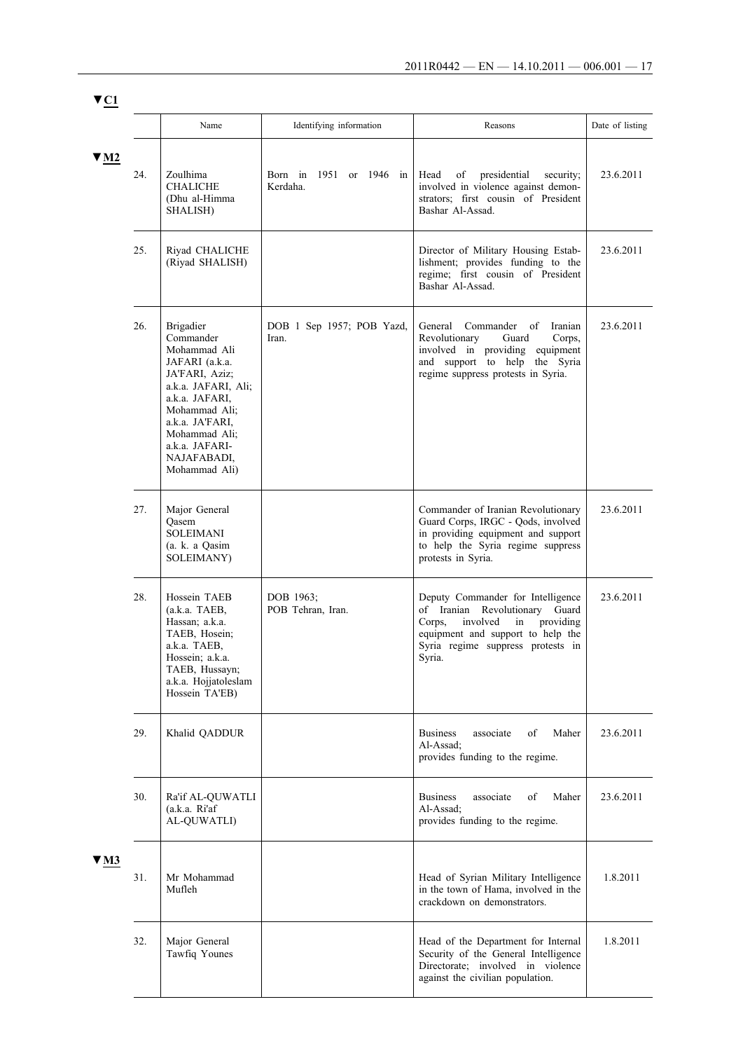▼C1

| | Name | Identifying information | Reasons | Date of listing |
|---|---|---|---|---|
| ▼M2 | | | | |
| 24. | Zoulhima CHALICHE (Dhu al-Himma SHALISH) | Born in 1951 or 1946 in Kerdaha. | Head of presidential security; involved in violence against demonstrators; first cousin of President Bashar Al-Assad. | 23.6.2011 |
| 25. | Riyad CHALICHE (Riyad SHALISH) | | Director of Military Housing Establishment; provides funding to the regime; first cousin of President Bashar Al-Assad. | 23.6.2011 |
| 26. | Brigadier Commander Mohammad Ali JAFARI (a.k.a. JA'FARI, Aziz; a.k.a. JAFARI, Ali; a.k.a. JAFARI, Mohammad Ali; a.k.a. JA'FARI, Mohammad Ali; a.k.a. JAFARI-NAJAFABADI, Mohammad Ali) | DOB 1 Sep 1957; POB Yazd, Iran. | General Commander of Iranian Revolutionary Guard Corps, involved in providing equipment and support to help the Syria regime suppress protests in Syria. | 23.6.2011 |
| 27. | Major General Qasem SOLEIMANI (a. k. a Qasim SOLEIMANY) | | Commander of Iranian Revolutionary Guard Corps, IRGC - Qods, involved in providing equipment and support to help the Syria regime suppress protests in Syria. | 23.6.2011 |
| 28. | Hossein TAEB (a.k.a. TAEB, Hassan; a.k.a. TAEB, Hosein; a.k.a. TAEB, Hossein; a.k.a. TAEB, Hussayn; a.k.a. Hojjatoleslam Hossein TA'EB) | DOB 1963; POB Tehran, Iran. | Deputy Commander for Intelligence of Iranian Revolutionary Guard Corps, involved in providing equipment and support to help the Syria regime suppress protests in Syria. | 23.6.2011 |
| 29. | Khalid QADDUR | | Business associate of Maher Al-Assad; provides funding to the regime. | 23.6.2011 |
| 30. | Ra'if AL-QUWATLI (a.k.a. Ri'af AL-QUWATLI) | | Business associate of Maher Al-Assad; provides funding to the regime. | 23.6.2011 |
| ▼M3 | | | | |
| 31. | Mr Mohammad Mufleh | | Head of Syrian Military Intelligence in the town of Hama, involved in the crackdown on demonstrators. | 1.8.2011 |
| 32. | Major General Tawfiq Younes | | Head of the Department for Internal Security of the General Intelligence Directorate; involved in violence against the civilian population. | 1.8.2011 |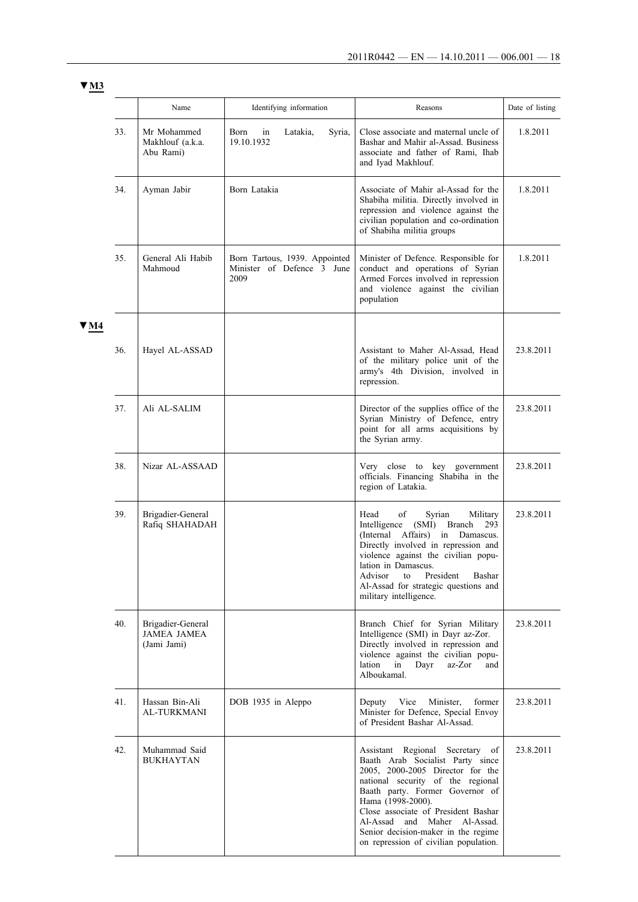▼M3

| | Name | Identifying information | Reasons | Date of listing |
|---|---|---|---|---|
| 33. | Mr Mohammed Makhlouf (a.k.a. Abu Rami) | Born in Latakia, Syria, 19.10.1932 | Close associate and maternal uncle of Bashar and Mahir al-Assad. Business associate and father of Rami, Ihab and Iyad Makhlouf. | 1.8.2011 |
| 34. | Ayman Jabir | Born Latakia | Associate of Mahir al-Assad for the Shabiha militia. Directly involved in repression and violence against the civilian population and co-ordination of Shabiha militia groups | 1.8.2011 |
| 35. | General Ali Habib Mahmoud | Born Tartous, 1939. Appointed Minister of Defence 3 June 2009 | Minister of Defence. Responsible for conduct and operations of Syrian Armed Forces involved in repression and violence against the civilian population | 1.8.2011 |

▼M4

| | Name | Identifying information | Reasons | Date of listing |
|---|---|---|---|---|
| 36. | Hayel AL-ASSAD | | Assistant to Maher Al-Assad, Head of the military police unit of the army's 4th Division, involved in repression. | 23.8.2011 |
| 37. | Ali AL-SALIM | | Director of the supplies office of the Syrian Ministry of Defence, entry point for all arms acquisitions by the Syrian army. | 23.8.2011 |
| 38. | Nizar AL-ASSAAD | | Very close to key government officials. Financing Shabiha in the region of Latakia. | 23.8.2011 |
| 39. | Brigadier-General Rafiq SHAHADAH | | Head of Syrian Military Intelligence (SMI) Branch 293 (Internal Affairs) in Damascus. Directly involved in repression and violence against the civilian population in Damascus. Advisor to President Bashar Al-Assad for strategic questions and military intelligence. | 23.8.2011 |
| 40. | Brigadier-General JAMEA JAMEA (Jami Jami) | | Branch Chief for Syrian Military Intelligence (SMI) in Dayr az-Zor. Directly involved in repression and violence against the civilian population in Dayr az-Zor and Alboukamal. | 23.8.2011 |
| 41. | Hassan Bin-Ali AL-TURKMANI | DOB 1935 in Aleppo | Deputy Vice Minister, former Minister for Defence, Special Envoy of President Bashar Al-Assad. | 23.8.2011 |
| 42. | Muhammad Said BUKHAYTAN | | Assistant Regional Secretary of Baath Arab Socialist Party since 2005, 2000-2005 Director for the national security of the regional Baath party. Former Governor of Hama (1998-2000). Close associate of President Bashar Al-Assad and Maher Al-Assad. Senior decision-maker in the regime on repression of civilian population. | 23.8.2011 |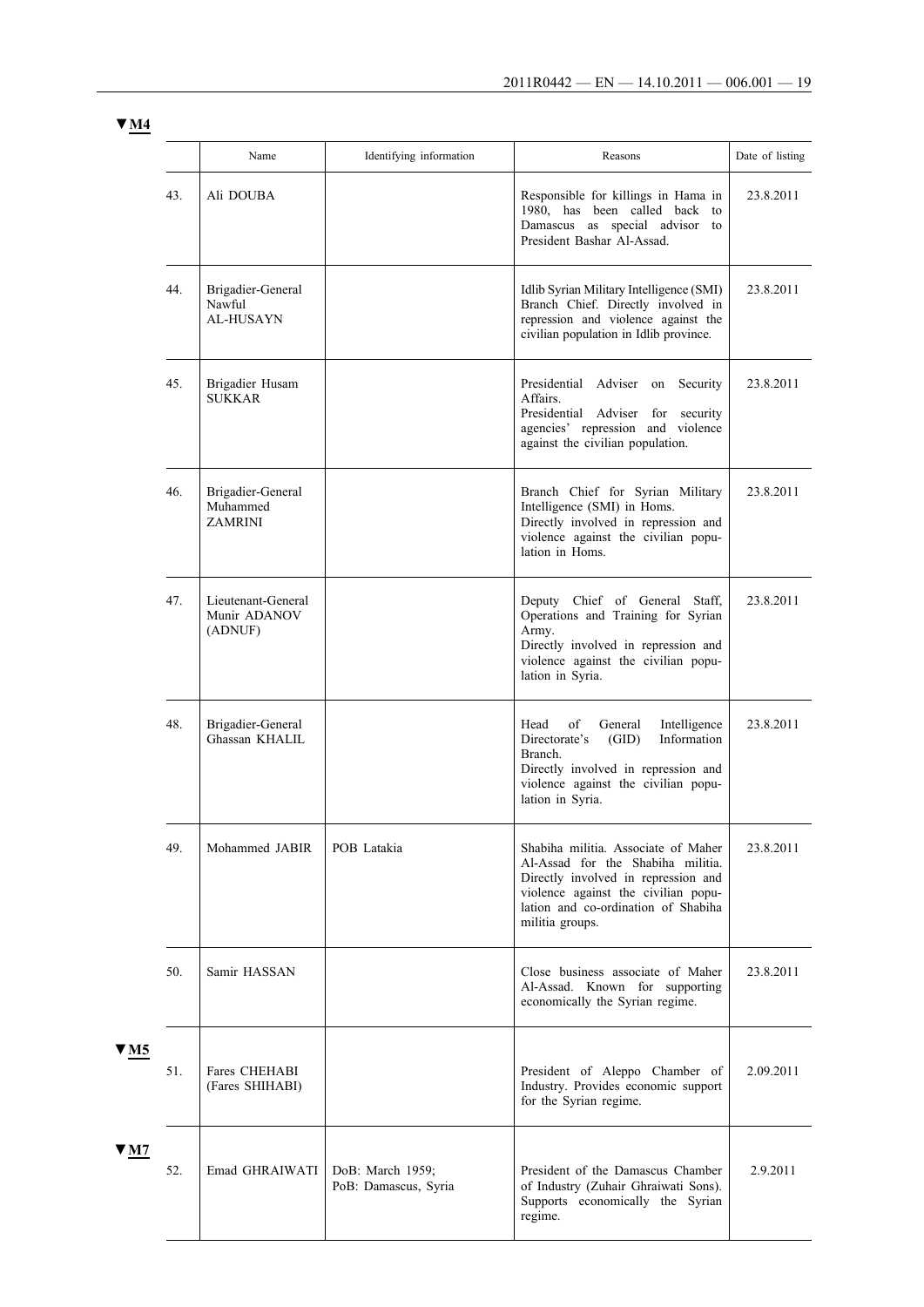▼M4

| | Name | Identifying information | Reasons | Date of listing |
|---|---|---|---|---|
| 43. | Ali DOUBA | | Responsible for killings in Hama in 1980, has been called back to Damascus as special advisor to President Bashar Al-Assad. | 23.8.2011 |
| 44. | Brigadier-General Nawful AL-HUSAYN | | Idlib Syrian Military Intelligence (SMI) Branch Chief. Directly involved in repression and violence against the civilian population in Idlib province. | 23.8.2011 |
| 45. | Brigadier Husam SUKKAR | | Presidential Adviser on Security Affairs. Presidential Adviser for security agencies' repression and violence against the civilian population. | 23.8.2011 |
| 46. | Brigadier-General Muhammed ZAMRINI | | Branch Chief for Syrian Military Intelligence (SMI) in Homs. Directly involved in repression and violence against the civilian population in Homs. | 23.8.2011 |
| 47. | Lieutenant-General Munir ADANOV (ADNUF) | | Deputy Chief of General Staff, Operations and Training for Syrian Army. Directly involved in repression and violence against the civilian population in Syria. | 23.8.2011 |
| 48. | Brigadier-General Ghassan KHALIL | | Head of General Intelligence Directorate's (GID) Information Branch. Directly involved in repression and violence against the civilian population in Syria. | 23.8.2011 |
| 49. | Mohammed JABIR | POB Latakia | Shabiha militia. Associate of Maher Al-Assad for the Shabiha militia. Directly involved in repression and violence against the civilian population and co-ordination of Shabiha militia groups. | 23.8.2011 |
| 50. | Samir HASSAN | | Close business associate of Maher Al-Assad. Known for supporting economically the Syrian regime. | 23.8.2011 |

▼M5

| | Name | Identifying information | Reasons | Date of listing |
|---|---|---|---|---|
| 51. | Fares CHEHABI (Fares SHIHABI) | | President of Aleppo Chamber of Industry. Provides economic support for the Syrian regime. | 2.09.2011 |

▼M7

| | Name | Identifying information | Reasons | Date of listing |
|---|---|---|---|---|
| 52. | Emad GHRAIWATI | DoB: March 1959; PoB: Damascus, Syria | President of the Damascus Chamber of Industry (Zuhair Ghraiwati Sons). Supports economically the Syrian regime. | 2.9.2011 |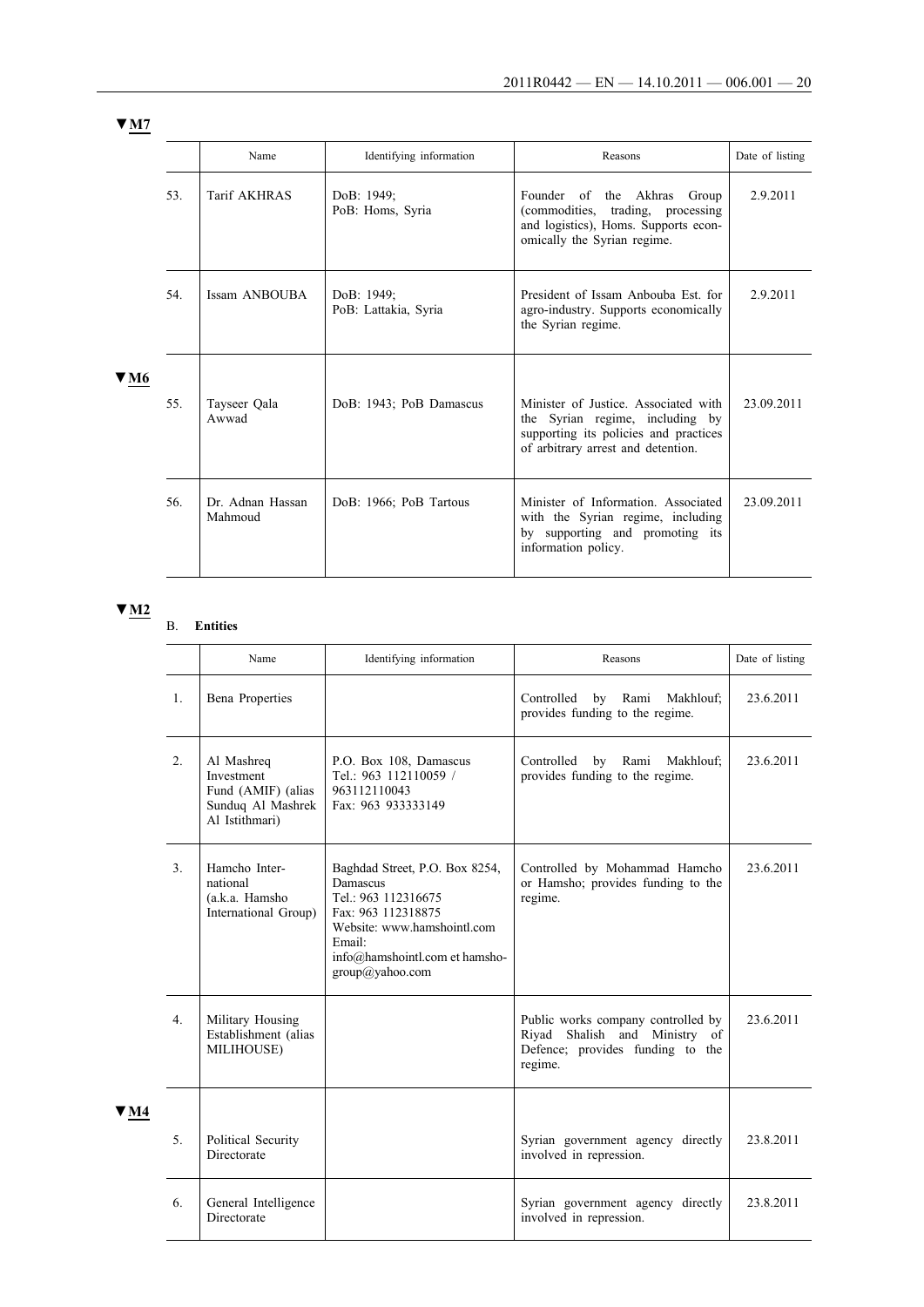▼M7

| | Name | Identifying information | Reasons | Date of listing |
|---|---|---|---|---|
| 53. | Tarif AKHRAS | DoB: 1949; PoB: Homs, Syria | Founder of the Akhras Group (commodities, trading, processing and logistics), Homs. Supports economically the Syrian regime. | 2.9.2011 |
| 54. | Issam ANBOUBA | DoB: 1949; PoB: Lattakia, Syria | President of Issam Anbouba Est. for agro-industry. Supports economically the Syrian regime. | 2.9.2011 |

▼M6

| | Name | Identifying information | Reasons | Date of listing |
|---|---|---|---|---|
| 55. | Tayseer Qala Awwad | DoB: 1943; PoB Damascus | Minister of Justice. Associated with the Syrian regime, including by supporting its policies and practices of arbitrary arrest and detention. | 23.09.2011 |
| 56. | Dr. Adnan Hassan Mahmoud | DoB: 1966; PoB Tartous | Minister of Information. Associated with the Syrian regime, including by supporting and promoting its information policy. | 23.09.2011 |

▼M2

B. **Entities**

| | Name | Identifying information | Reasons | Date of listing |
|---|---|---|---|---|
| 1. | Bena Properties | | Controlled by Rami Makhlouf; provides funding to the regime. | 23.6.2011 |
| 2. | Al Mashreq Investment Fund (AMIF) (alias Sunduq Al Mashrek Al Istithmari) | P.O. Box 108, Damascus Tel.: 963 112110059 / 963112110043 Fax: 963 933333149 | Controlled by Rami Makhlouf; provides funding to the regime. | 23.6.2011 |
| 3. | Hamcho International (a.k.a. Hamsho International Group) | Baghdad Street, P.O. Box 8254, Damascus Tel.: 963 112316675 Fax: 963 112318875 Website: www.hamshointl.com Email: info@hamshointl.com et hamshogroup@yahoo.com | Controlled by Mohammad Hamcho or Hamsho; provides funding to the regime. | 23.6.2011 |
| 4. | Military Housing Establishment (alias MILIHOUSE) | | Public works company controlled by Riyad Shalish and Ministry of Defence; provides funding to the regime. | 23.6.2011 |

▼M4

| | Name | Identifying information | Reasons | Date of listing |
|---|---|---|---|---|
| 5. | Political Security Directorate | | Syrian government agency directly involved in repression. | 23.8.2011 |
| 6. | General Intelligence Directorate | | Syrian government agency directly involved in repression. | 23.8.2011 |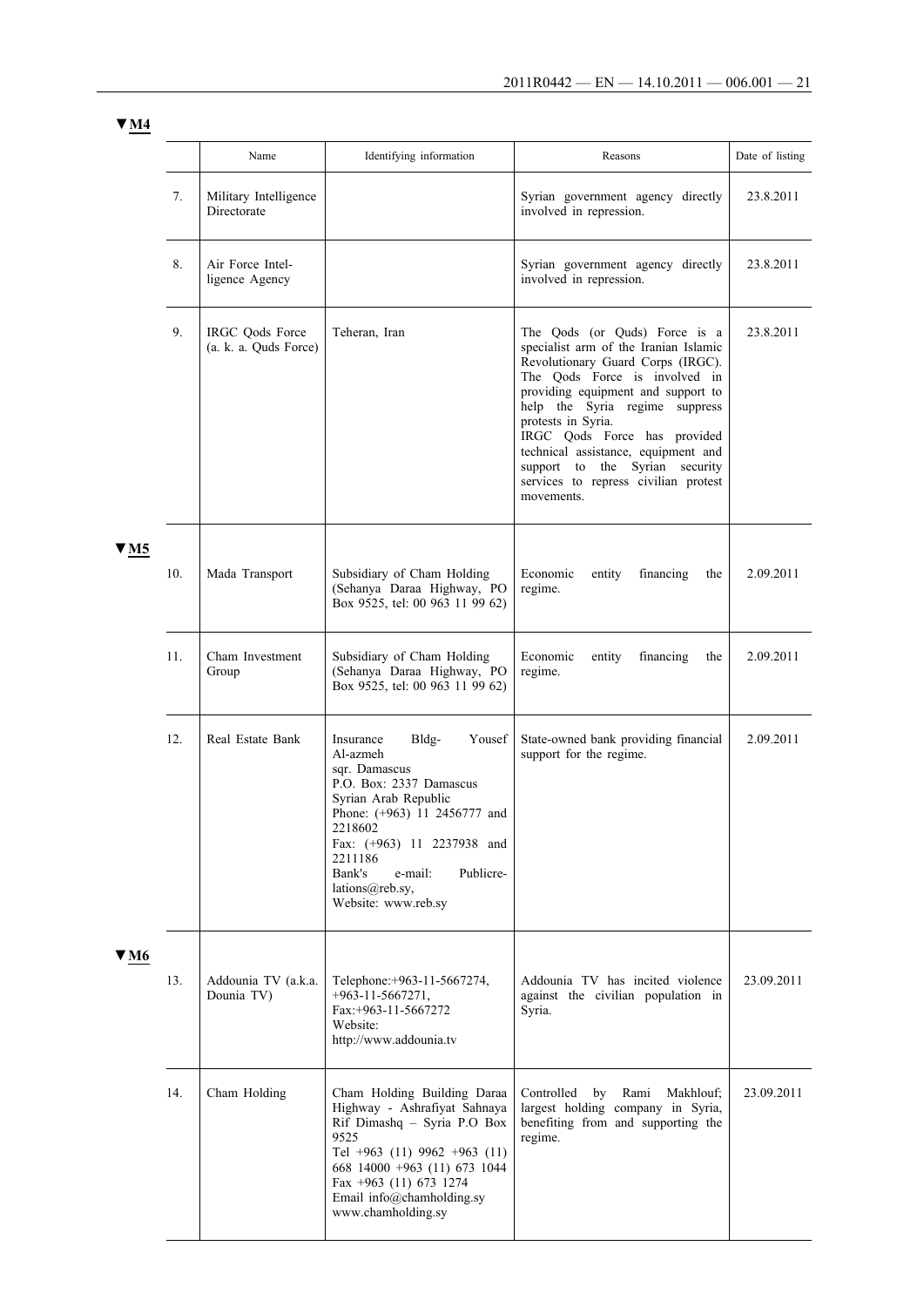▼M4

| | Name | Identifying information | Reasons | Date of listing |
|---|---|---|---|---|
| 7. | Military Intelligence Directorate | | Syrian government agency directly involved in repression. | 23.8.2011 |
| 8. | Air Force Intelligence Agency | | Syrian government agency directly involved in repression. | 23.8.2011 |
| 9. | IRGC Qods Force (a. k. a. Quds Force) | Teheran, Iran | The Qods (or Quds) Force is a specialist arm of the Iranian Islamic Revolutionary Guard Corps (IRGC). The Qods Force is involved in providing equipment and support to help the Syria regime suppress protests in Syria. IRGC Qods Force has provided technical assistance, equipment and support to the Syrian security services to repress civilian protest movements. | 23.8.2011 |

▼M5

| | Name | Identifying information | Reasons | Date of listing |
|---|---|---|---|---|
| 10. | Mada Transport | Subsidiary of Cham Holding (Sehanya Daraa Highway, PO Box 9525, tel: 00 963 11 99 62) | Economic entity financing the regime. | 2.09.2011 |
| 11. | Cham Investment Group | Subsidiary of Cham Holding (Sehanya Daraa Highway, PO Box 9525, tel: 00 963 11 99 62) | Economic entity financing the regime. | 2.09.2011 |
| 12. | Real Estate Bank | Insurance Bldg- Yousef Al-azmeh sqr. Damascus P.O. Box: 2337 Damascus Syrian Arab Republic Phone: (+963) 11 2456777 and 2218602 Fax: (+963) 11 2237938 and 2211186 Bank's e-mail: Publicrelations@reb.sy, Website: www.reb.sy | State-owned bank providing financial support for the regime. | 2.09.2011 |

▼M6

| | Name | Identifying information | Reasons | Date of listing |
|---|---|---|---|---|
| 13. | Addounia TV (a.k.a. Dounia TV) | Telephone:+963-11-5667274, +963-11-5667271, Fax:+963-11-5667272 Website: http://www.addounia.tv | Addounia TV has incited violence against the civilian population in Syria. | 23.09.2011 |
| 14. | Cham Holding | Cham Holding Building Daraa Highway - Ashrafiyat Sahnaya Rif Dimashq – Syria P.O Box 9525 Tel +963 (11) 9962 +963 (11) 668 14000 +963 (11) 673 1044 Fax +963 (11) 673 1274 Email info@chamholding.sy www.chamholding.sy | Controlled by Rami Makhlouf; largest holding company in Syria, benefiting from and supporting the regime. | 23.09.2011 |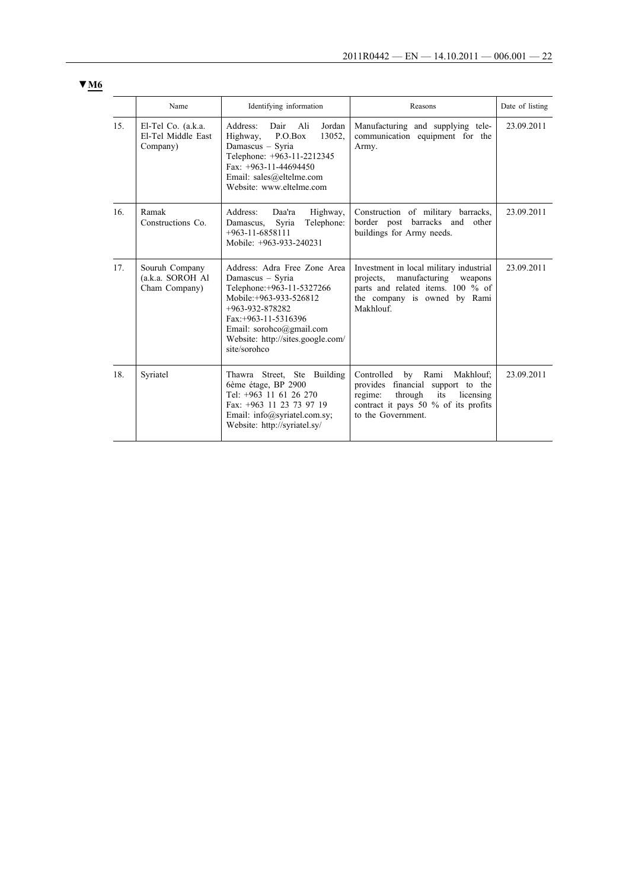▼**M6**

| | Name | Identifying information | Reasons | Date of listing |
|---|---|---|---|---|
| 15. | El-Tel Co. (a.k.a. El-Tel Middle East Company) | Address: Dair Ali Jordan Highway, P.O.Box 13052, Damascus – Syria<br>Telephone: +963-11-2212345<br>Fax: +963-11-44694450<br>Email: sales@eltelme.com<br>Website: www.eltelme.com | Manufacturing and supplying tele-communication equipment for the Army. | 23.09.2011 |
| 16. | Ramak Constructions Co. | Address: Daa'ra Highway, Damascus, Syria Telephone: +963-11-6858111<br>Mobile: +963-933-240231 | Construction of military barracks, border post barracks and other buildings for Army needs. | 23.09.2011 |
| 17. | Souruh Company (a.k.a. SOROH Al Cham Company) | Address: Adra Free Zone Area Damascus – Syria<br>Telephone:+963-11-5327266<br>Mobile:+963-933-526812<br>+963-932-878282<br>Fax:+963-11-5316396<br>Email: sorohco@gmail.com<br>Website: http://sites.google.com/site/sorohco | Investment in local military industrial projects, manufacturing weapons parts and related items. 100 % of the company is owned by Rami Makhlouf. | 23.09.2011 |
| 18. | Syriatel | Thawra Street, Ste Building 6ème étage, BP 2900<br>Tel: +963 11 61 26 270<br>Fax: +963 11 23 73 97 19<br>Email: info@syriatel.com.sy;<br>Website: http://syriatel.sy/ | Controlled by Rami Makhlouf; provides financial support to the regime: through its licensing contract it pays 50 % of its profits to the Government. | 23.09.2011 |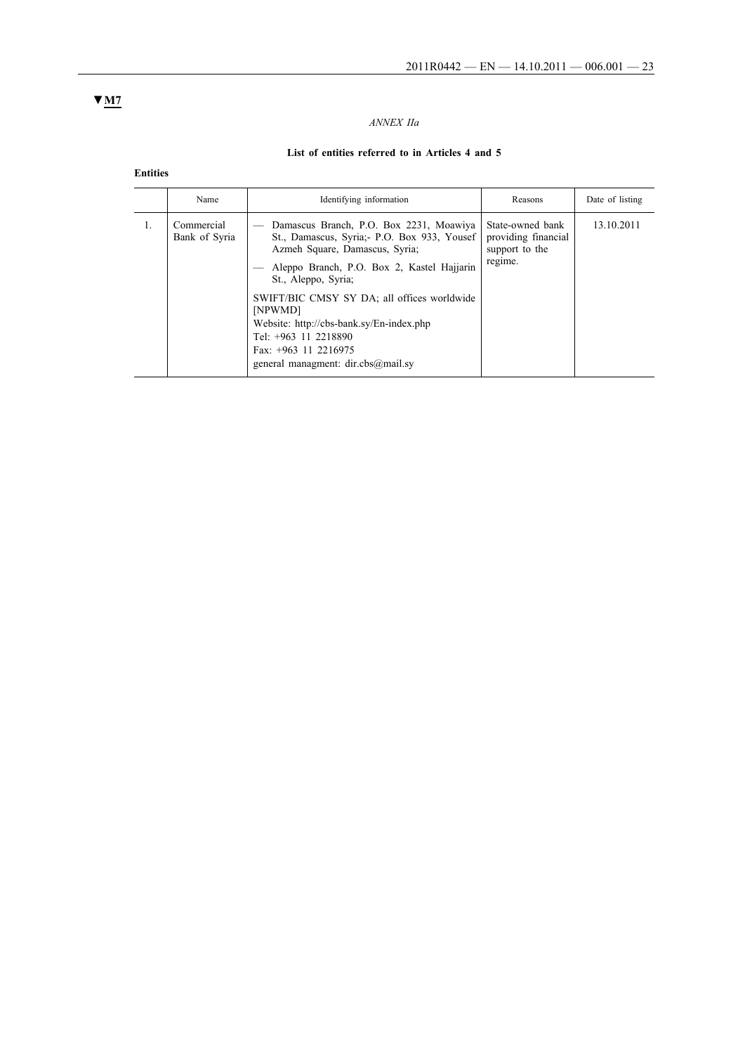▼M7

*ANNEX IIa*

**List of entities referred to in Articles 4 and 5**

**Entities**

| | Name | Identifying information | Reasons | Date of listing |
|---|---|---|---|---|
| 1. | Commercial Bank of Syria | — Damascus Branch, P.O. Box 2231, Moawiya St., Damascus, Syria;- P.O. Box 933, Yousef Azmeh Square, Damascus, Syria;<br>— Aleppo Branch, P.O. Box 2, Kastel Hajjarin St., Aleppo, Syria;<br>SWIFT/BIC CMSY SY DA; all offices worldwide [NPWMD]<br>Website: http://cbs-bank.sy/En-index.php<br>Tel: +963 11 2218890<br>Fax: +963 11 2216975<br>general managment: dir.cbs@mail.sy | State-owned bank providing financial support to the regime. | 13.10.2011 |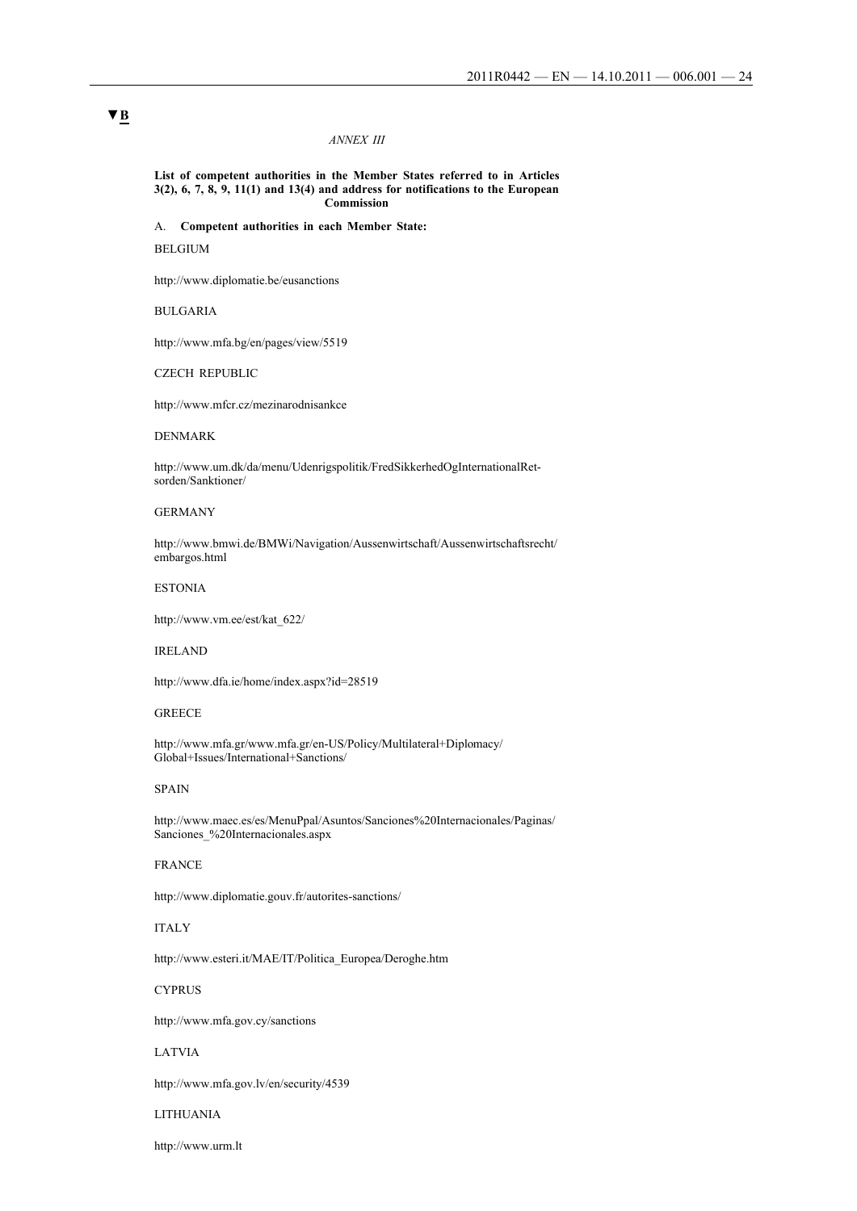▼B

*ANNEX III*

**List of competent authorities in the Member States referred to in Articles 3(2), 6, 7, 8, 9, 11(1) and 13(4) and address for notifications to the European Commission**

A. **Competent authorities in each Member State:**

BELGIUM

http://www.diplomatie.be/eusanctions

BULGARIA

http://www.mfa.bg/en/pages/view/5519

CZECH REPUBLIC

http://www.mfcr.cz/mezinarodnisankce

DENMARK

http://www.um.dk/da/menu/Udenrigspolitik/FredSikkerhedOgInternationalRetsorden/Sanktioner/

GERMANY

http://www.bmwi.de/BMWi/Navigation/Aussenwirtschaft/Aussenwirtschaftsrecht/embargos.html

ESTONIA

http://www.vm.ee/est/kat_622/

IRELAND

http://www.dfa.ie/home/index.aspx?id=28519

GREECE

http://www.mfa.gr/www.mfa.gr/en-US/Policy/Multilateral+Diplomacy/Global+Issues/International+Sanctions/

SPAIN

http://www.maec.es/es/MenuPpal/Asuntos/Sanciones%20Internacionales/Paginas/Sanciones_%20Internacionales.aspx

FRANCE

http://www.diplomatie.gouv.fr/autorites-sanctions/

ITALY

http://www.esteri.it/MAE/IT/Politica_Europea/Deroghe.htm

CYPRUS

http://www.mfa.gov.cy/sanctions

LATVIA

http://www.mfa.gov.lv/en/security/4539

LITHUANIA

http://www.urm.lt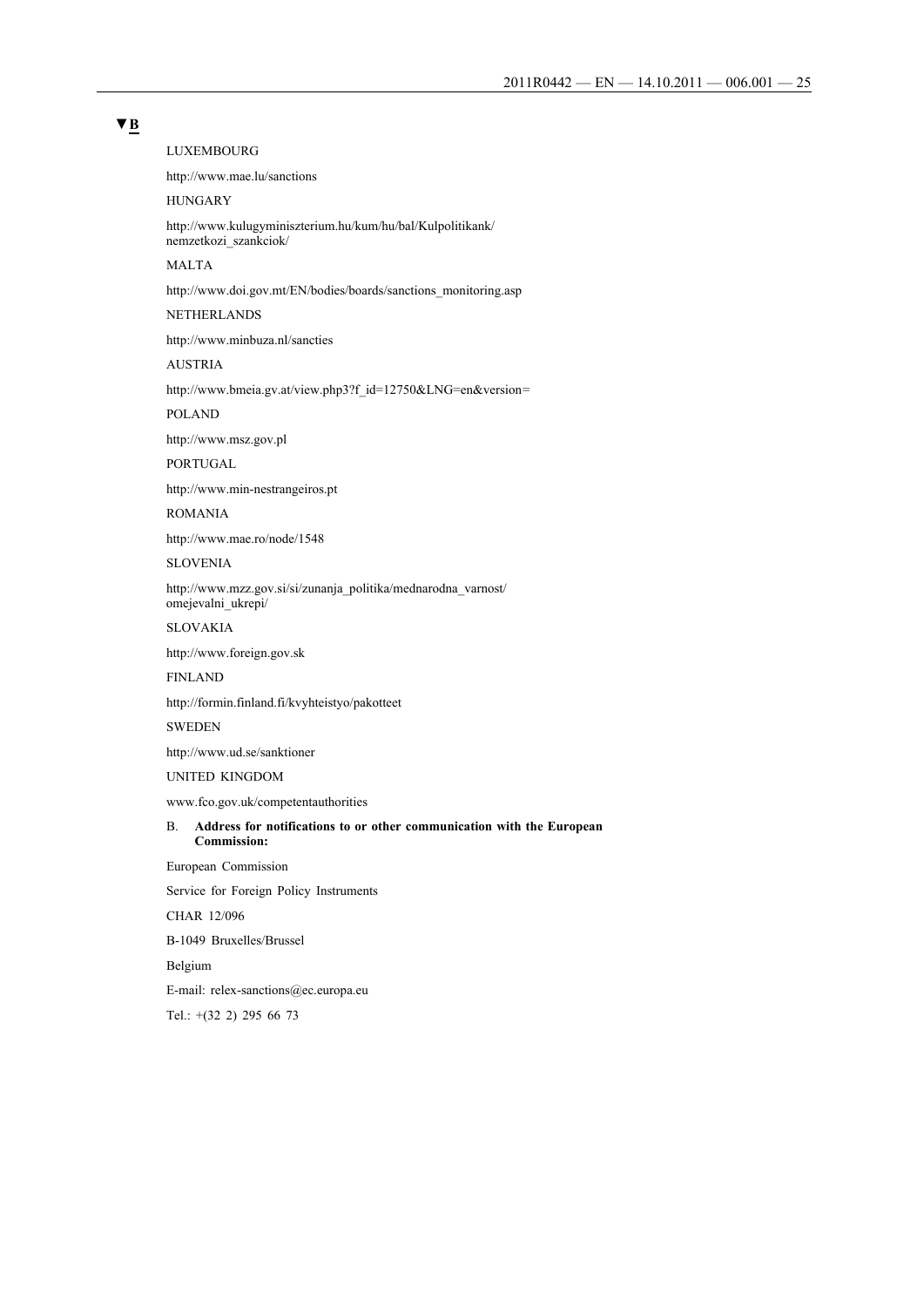▼B

LUXEMBOURG

http://www.mae.lu/sanctions

HUNGARY

http://www.kulugyminiszterium.hu/kum/hu/bal/Kulpolitikank/nemzetkozi_szankciok/

MALTA

http://www.doi.gov.mt/EN/bodies/boards/sanctions_monitoring.asp

NETHERLANDS

http://www.minbuza.nl/sancties

AUSTRIA

http://www.bmeia.gv.at/view.php3?f_id=12750&LNG=en&version=

POLAND

http://www.msz.gov.pl

PORTUGAL

http://www.min-nestrangeiros.pt

ROMANIA

http://www.mae.ro/node/1548

SLOVENIA

http://www.mzz.gov.si/si/zunanja_politika/mednarodna_varnost/omejevalni_ukrepi/

SLOVAKIA

http://www.foreign.gov.sk

FINLAND

http://formin.finland.fi/kvyhteistyo/pakotteet

SWEDEN

http://www.ud.se/sanktioner

UNITED KINGDOM

www.fco.gov.uk/competentauthorities

B. **Address for notifications to or other communication with the European Commission:**

European Commission

Service for Foreign Policy Instruments

CHAR 12/096

B-1049 Bruxelles/Brussel

Belgium

E-mail: relex-sanctions@ec.europa.eu

Tel.: +(32 2) 295 66 73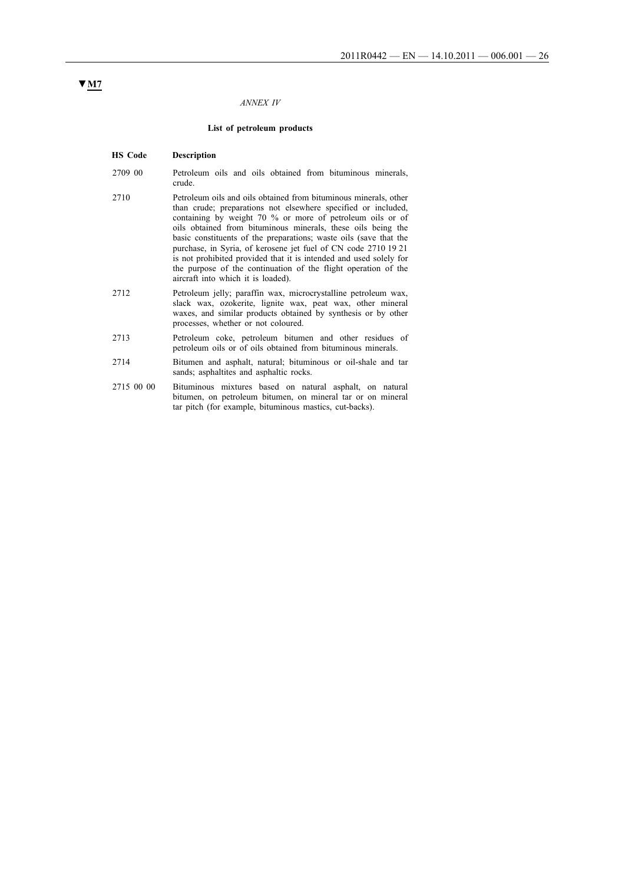▼M7

*ANNEX IV*

**List of petroleum products**

| HS Code | Description |
|---|---|
| 2709 00 | Petroleum oils and oils obtained from bituminous minerals, crude. |
| 2710 | Petroleum oils and oils obtained from bituminous minerals, other than crude; preparations not elsewhere specified or included, containing by weight 70 % or more of petroleum oils or of oils obtained from bituminous minerals, these oils being the basic constituents of the preparations; waste oils (save that the purchase, in Syria, of kerosene jet fuel of CN code 2710 19 21 is not prohibited provided that it is intended and used solely for the purpose of the continuation of the flight operation of the aircraft into which it is loaded). |
| 2712 | Petroleum jelly; paraffin wax, microcrystalline petroleum wax, slack wax, ozokerite, lignite wax, peat wax, other mineral waxes, and similar products obtained by synthesis or by other processes, whether or not coloured. |
| 2713 | Petroleum coke, petroleum bitumen and other residues of petroleum oils or of oils obtained from bituminous minerals. |
| 2714 | Bitumen and asphalt, natural; bituminous or oil-shale and tar sands; asphaltites and asphaltic rocks. |
| 2715 00 00 | Bituminous mixtures based on natural asphalt, on natural bitumen, on petroleum bitumen, on mineral tar or on mineral tar pitch (for example, bituminous mastics, cut-backs). |